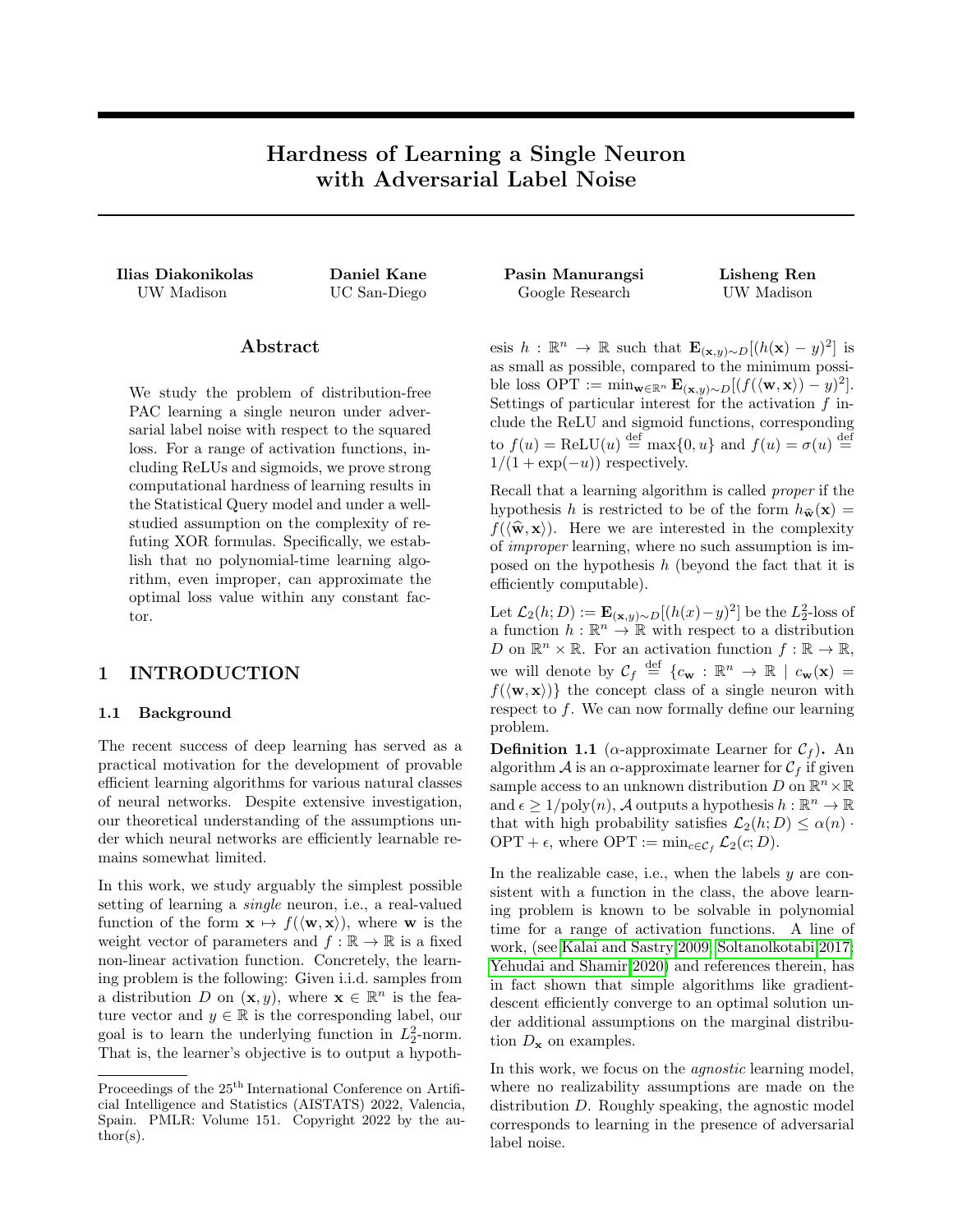# Hardness of Learning a Single Neuron with Adversarial Label Noise

**Ilias Diakonikolas**
UW Madison

**Daniel Kane**
UC San-Diego

**Pasin Manurangsi**
Google Research

**Lisheng Ren**
UW Madison

## Abstract

We study the problem of distribution-free PAC learning a single neuron under adversarial label noise with respect to the squared loss. For a range of activation functions, including ReLUs and sigmoids, we prove strong computational hardness of learning results in the Statistical Query model and under a well-studied assumption on the complexity of refuting XOR formulas. Specifically, we establish that no polynomial-time learning algorithm, even improper, can approximate the optimal loss value within any constant factor.

## 1 INTRODUCTION

### 1.1 Background

The recent success of deep learning has served as a practical motivation for the development of provable efficient learning algorithms for various natural classes of neural networks. Despite extensive investigation, our theoretical understanding of the assumptions under which neural networks are efficiently learnable remains somewhat limited.

In this work, we study arguably the simplest possible setting of learning a *single* neuron, i.e., a real-valued function of the form $\mathbf{x} \mapsto f(\langle \mathbf{w}, \mathbf{x} \rangle)$, where $\mathbf{w}$ is the weight vector of parameters and $f : \mathbb{R} \to \mathbb{R}$ is a fixed non-linear activation function. Concretely, the learning problem is the following: Given i.i.d. samples from a distribution $D$ on $(\mathbf{x}, y)$, where $\mathbf{x} \in \mathbb{R}^n$ is the feature vector and $y \in \mathbb{R}$ is the corresponding label, our goal is to learn the underlying function in $L_2^2$-norm. That is, the learner's objective is to output a hypothesis $h : \mathbb{R}^n \to \mathbb{R}$ such that $\mathbf{E}_{(\mathbf{x},y)\sim D}[(h(\mathbf{x}) - y)^2]$ is as small as possible, compared to the minimum possible loss $\mathrm{OPT} := \min_{\mathbf{w} \in \mathbb{R}^n} \mathbf{E}_{(\mathbf{x},y)\sim D}[(f(\langle \mathbf{w}, \mathbf{x} \rangle) - y)^2]$. Settings of particular interest for the activation $f$ include the ReLU and sigmoid functions, corresponding to $f(u) = \mathrm{ReLU}(u) \stackrel{\text{def}}{=} \max\{0, u\}$ and $f(u) = \sigma(u) \stackrel{\text{def}}{=} 1/(1 + \exp(-u))$ respectively.

Recall that a learning algorithm is called *proper* if the hypothesis $h$ is restricted to be of the form $h_{\widehat{\mathbf{w}}}(\mathbf{x}) = f(\langle \widehat{\mathbf{w}}, \mathbf{x} \rangle)$. Here we are interested in the complexity of *improper* learning, where no such assumption is imposed on the hypothesis $h$ (beyond the fact that it is efficiently computable).

Let $\mathcal{L}_2(h; D) := \mathbf{E}_{(\mathbf{x},y)\sim D}[(h(x) - y)^2]$ be the $L_2^2$-loss of a function $h : \mathbb{R}^n \to \mathbb{R}$ with respect to a distribution $D$ on $\mathbb{R}^n \times \mathbb{R}$. For an activation function $f : \mathbb{R} \to \mathbb{R}$, we will denote by $\mathcal{C}_f \stackrel{\text{def}}{=} \{c_{\mathbf{w}} : \mathbb{R}^n \to \mathbb{R} \mid c_{\mathbf{w}}(\mathbf{x}) = f(\langle \mathbf{w}, \mathbf{x} \rangle)\}$ the concept class of a single neuron with respect to $f$. We can now formally define our learning problem.

**Definition 1.1** ($\alpha$-approximate Learner for $\mathcal{C}_f$)**.** An algorithm $\mathcal{A}$ is an $\alpha$-approximate learner for $\mathcal{C}_f$ if given sample access to an unknown distribution $D$ on $\mathbb{R}^n \times \mathbb{R}$ and $\epsilon \geq 1/\mathrm{poly}(n)$, $\mathcal{A}$ outputs a hypothesis $h : \mathbb{R}^n \to \mathbb{R}$ that with high probability satisfies $\mathcal{L}_2(h; D) \leq \alpha(n) \cdot \mathrm{OPT} + \epsilon$, where $\mathrm{OPT} := \min_{c \in \mathcal{C}_f} \mathcal{L}_2(c; D)$.

In the realizable case, i.e., when the labels $y$ are consistent with a function in the class, the above learning problem is known to be solvable in polynomial time for a range of activation functions. A line of work, (see Kalai and Sastry 2009; Soltanolkotabi 2017; Yehudai and Shamir 2020) and references therein, has in fact shown that simple algorithms like gradient-descent efficiently converge to an optimal solution under additional assumptions on the marginal distribution $D_{\mathbf{x}}$ on examples.

In this work, we focus on the *agnostic* learning model, where no realizability assumptions are made on the distribution $D$. Roughly speaking, the agnostic model corresponds to learning in the presence of adversarial label noise.

Proceedings of the 25th International Conference on Artificial Intelligence and Statistics (AISTATS) 2022, Valencia, Spain. PMLR: Volume 151. Copyright 2022 by the author(s).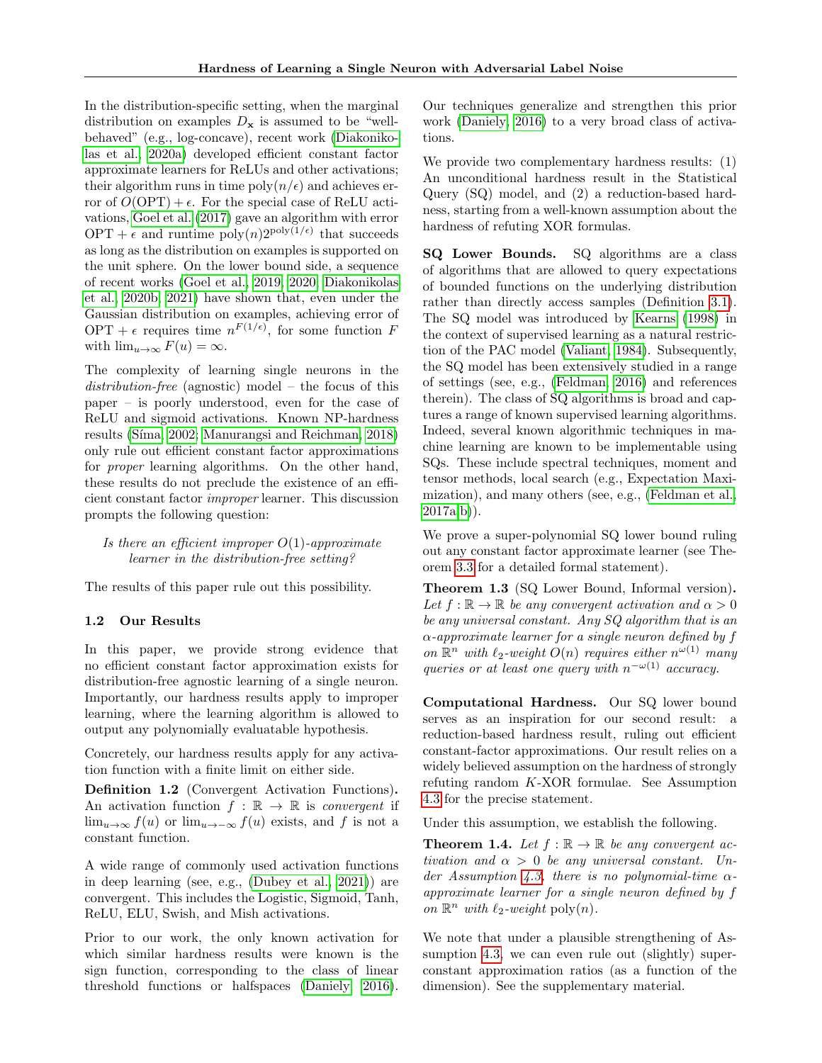In the distribution-specific setting, when the marginal distribution on examples $D_{\mathbf{x}}$ is assumed to be "well-behaved" (e.g., log-concave), recent work (Diakonikolas et al., 2020a) developed efficient constant factor approximate learners for ReLUs and other activations; their algorithm runs in time $\mathrm{poly}(n/\epsilon)$ and achieves error of $O(\mathrm{OPT}) + \epsilon$. For the special case of ReLU activations, Goel et al. (2017) gave an algorithm with error $\mathrm{OPT} + \epsilon$ and runtime $\mathrm{poly}(n)2^{\mathrm{poly}(1/\epsilon)}$ that succeeds as long as the distribution on examples is supported on the unit sphere. On the lower bound side, a sequence of recent works (Goel et al., 2019, 2020; Diakonikolas et al., 2020b, 2021) have shown that, even under the Gaussian distribution on examples, achieving error of $\mathrm{OPT} + \epsilon$ requires time $n^{F(1/\epsilon)}$, for some function $F$ with $\lim_{u\to\infty} F(u) = \infty$.

The complexity of learning single neurons in the *distribution-free* (agnostic) model – the focus of this paper – is poorly understood, even for the case of ReLU and sigmoid activations. Known NP-hardness results (Šíma, 2002; Manurangsi and Reichman, 2018) only rule out efficient constant factor approximations for *proper* learning algorithms. On the other hand, these results do not preclude the existence of an efficient constant factor *improper* learner. This discussion prompts the following question:

*Is there an efficient improper $O(1)$-approximate learner in the distribution-free setting?*

The results of this paper rule out this possibility.

### 1.2 Our Results

In this paper, we provide strong evidence that no efficient constant factor approximation exists for distribution-free agnostic learning of a single neuron. Importantly, our hardness results apply to improper learning, where the learning algorithm is allowed to output any polynomially evaluatable hypothesis.

Concretely, our hardness results apply for any activation function with a finite limit on either side.

**Definition 1.2** (Convergent Activation Functions)**.** An activation function $f : \mathbb{R} \to \mathbb{R}$ is *convergent* if $\lim_{u\to\infty} f(u)$ or $\lim_{u\to-\infty} f(u)$ exists, and $f$ is not a constant function.

A wide range of commonly used activation functions in deep learning (see, e.g., (Dubey et al., 2021)) are convergent. This includes the Logistic, Sigmoid, Tanh, ReLU, ELU, Swish, and Mish activations.

Prior to our work, the only known activation for which similar hardness results were known is the sign function, corresponding to the class of linear threshold functions or halfspaces (Daniely, 2016). Our techniques generalize and strengthen this prior work (Daniely, 2016) to a very broad class of activations.

We provide two complementary hardness results: (1) An unconditional hardness result in the Statistical Query (SQ) model, and (2) a reduction-based hardness, starting from a well-known assumption about the hardness of refuting XOR formulas.

**SQ Lower Bounds.** SQ algorithms are a class of algorithms that are allowed to query expectations of bounded functions on the underlying distribution rather than directly access samples (Definition 3.1). The SQ model was introduced by Kearns (1998) in the context of supervised learning as a natural restriction of the PAC model (Valiant, 1984). Subsequently, the SQ model has been extensively studied in a range of settings (see, e.g., (Feldman, 2016) and references therein). The class of SQ algorithms is broad and captures a range of known supervised learning algorithms. Indeed, several known algorithmic techniques in machine learning are known to be implementable using SQs. These include spectral techniques, moment and tensor methods, local search (e.g., Expectation Maximization), and many others (see, e.g., (Feldman et al., 2017a,b)).

We prove a super-polynomial SQ lower bound ruling out any constant factor approximate learner (see Theorem 3.3 for a detailed formal statement).

**Theorem 1.3** (SQ Lower Bound, Informal version)**.** *Let $f : \mathbb{R} \to \mathbb{R}$ be any convergent activation and $\alpha > 0$ be any universal constant. Any SQ algorithm that is an $\alpha$-approximate learner for a single neuron defined by $f$ on $\mathbb{R}^n$ with $\ell_2$-weight $O(n)$ requires either $n^{\omega(1)}$ many queries or at least one query with $n^{-\omega(1)}$ accuracy.*

**Computational Hardness.** Our SQ lower bound serves as an inspiration for our second result: a reduction-based hardness result, ruling out efficient constant-factor approximations. Our result relies on a widely believed assumption on the hardness of strongly refuting random $K$-XOR formulae. See Assumption 4.3 for the precise statement.

Under this assumption, we establish the following.

**Theorem 1.4.** *Let $f : \mathbb{R} \to \mathbb{R}$ be any convergent activation and $\alpha > 0$ be any universal constant. Under Assumption 4.3, there is no polynomial-time $\alpha$-approximate learner for a single neuron defined by $f$ on $\mathbb{R}^n$ with $\ell_2$-weight $\mathrm{poly}(n)$.*

We note that under a plausible strengthening of Assumption 4.3, we can even rule out (slightly) super-constant approximation ratios (as a function of the dimension). See the supplementary material.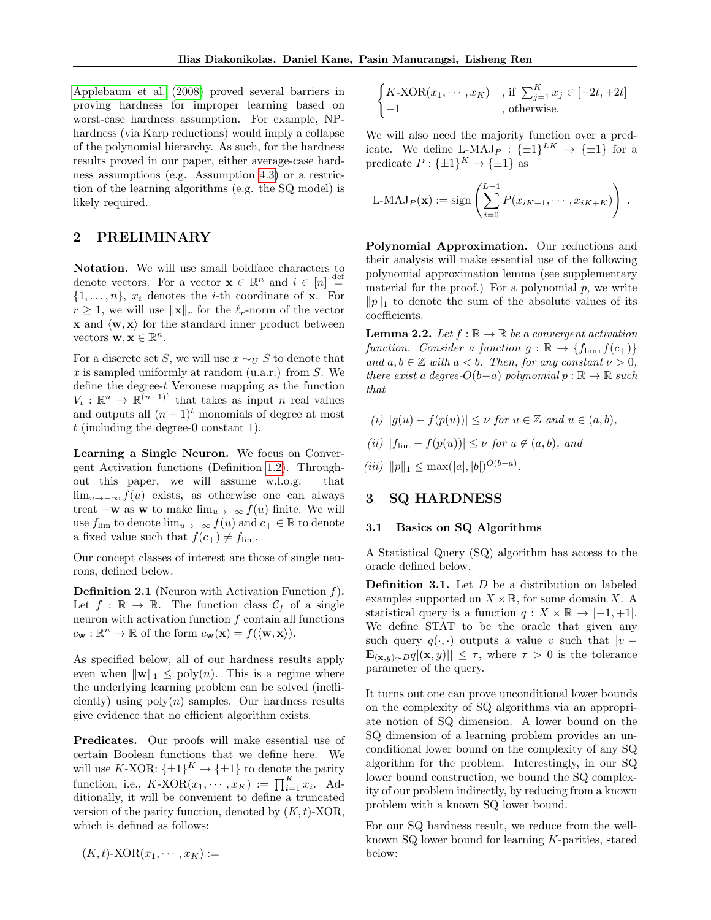Applebaum et al. (2008) proved several barriers in proving hardness for improper learning based on worst-case hardness assumption. For example, NP-hardness (via Karp reductions) would imply a collapse of the polynomial hierarchy. As such, for the hardness results proved in our paper, either average-case hardness assumptions (e.g. Assumption 4.3) or a restriction of the learning algorithms (e.g. the SQ model) is likely required.

## 2 PRELIMINARY

**Notation.** We will use small boldface characters to denote vectors. For a vector $\mathbf{x} \in \mathbb{R}^n$ and $i \in [n] \stackrel{\text{def}}{=} \{1, \ldots, n\}$, $x_i$ denotes the $i$-th coordinate of $\mathbf{x}$. For $r \geq 1$, we will use $\|\mathbf{x}\|_r$ for the $\ell_r$-norm of the vector $\mathbf{x}$ and $\langle \mathbf{w}, \mathbf{x} \rangle$ for the standard inner product between vectors $\mathbf{w}, \mathbf{x} \in \mathbb{R}^n$.

For a discrete set $S$, we will use $x \sim_U S$ to denote that $x$ is sampled uniformly at random (u.a.r.) from $S$. We define the degree-$t$ Veronese mapping as the function $V_t : \mathbb{R}^n \to \mathbb{R}^{(n+1)^t}$ that takes as input $n$ real values and outputs all $(n+1)^t$ monomials of degree at most $t$ (including the degree-0 constant 1).

**Learning a Single Neuron.** We focus on Convergent Activation functions (Definition 1.2). Throughout this paper, we will assume w.l.o.g. that $\lim_{u \to -\infty} f(u)$ exists, as otherwise one can always treat $-\mathbf{w}$ as $\mathbf{w}$ to make $\lim_{u \to -\infty} f(u)$ finite. We will use $f_{\lim}$ to denote $\lim_{u \to -\infty} f(u)$ and $c_+ \in \mathbb{R}$ to denote a fixed value such that $f(c_+) \neq f_{\lim}$.

Our concept classes of interest are those of single neurons, defined below.

**Definition 2.1** (Neuron with Activation Function $f$)**.** Let $f : \mathbb{R} \to \mathbb{R}$. The function class $\mathcal{C}_f$ of a single neuron with activation function $f$ contain all functions $c_{\mathbf{w}} : \mathbb{R}^n \to \mathbb{R}$ of the form $c_{\mathbf{w}}(\mathbf{x}) = f(\langle \mathbf{w}, \mathbf{x} \rangle)$.

As specified below, all of our hardness results apply even when $\|\mathbf{w}\|_1 \leq \text{poly}(n)$. This is a regime where the underlying learning problem can be solved (inefficiently) using $\text{poly}(n)$ samples. Our hardness results give evidence that no efficient algorithm exists.

**Predicates.** Our proofs will make essential use of certain Boolean functions that we define here. We will use $K$-XOR: $\{\pm 1\}^K \to \{\pm 1\}$ to denote the parity function, i.e., $K\text{-XOR}(x_1, \cdots, x_K) := \prod_{i=1}^K x_i$. Additionally, it will be convenient to define a truncated version of the parity function, denoted by $(K,t)$-XOR, which is defined as follows:

$$(K,t)\text{-XOR}(x_1, \cdots, x_K) := \begin{cases} K\text{-XOR}(x_1, \cdots, x_K) & \text{, if } \sum_{j=1}^K x_j \in [-2t, +2t] \\ -1 & \text{, otherwise.} \end{cases}$$

We will also need the majority function over a predicate. We define L-MAJ$_P$ : $\{\pm 1\}^{LK} \to \{\pm 1\}$ for a predicate $P : \{\pm 1\}^K \to \{\pm 1\}$ as

$$\text{L-MAJ}_P(\mathbf{x}) := \text{sign}\left( \sum_{i=0}^{L-1} P(x_{iK+1}, \cdots, x_{iK+K}) \right).$$

**Polynomial Approximation.** Our reductions and their analysis will make essential use of the following polynomial approximation lemma (see supplementary material for the proof.) For a polynomial $p$, we write $\|p\|_1$ to denote the sum of the absolute values of its coefficients.

**Lemma 2.2.** *Let $f : \mathbb{R} \to \mathbb{R}$ be a convergent activation function. Consider a function $g : \mathbb{R} \to \{f_{\lim}, f(c_+)\}$ and $a, b \in \mathbb{Z}$ with $a < b$. Then, for any constant $\nu > 0$, there exist a degree-$O(b-a)$ polynomial $p : \mathbb{R} \to \mathbb{R}$ such that*

*(i) $|g(u) - f(p(u))| \leq \nu$ for $u \in \mathbb{Z}$ and $u \in (a, b)$,*

*(ii) $|f_{\lim} - f(p(u))| \leq \nu$ for $u \notin (a, b)$, and*

*(iii) $\|p\|_1 \leq \max(|a|, |b|)^{O(b-a)}$.*

## 3 SQ HARDNESS

### 3.1 Basics on SQ Algorithms

A Statistical Query (SQ) algorithm has access to the oracle defined below.

**Definition 3.1.** Let $D$ be a distribution on labeled examples supported on $X \times \mathbb{R}$, for some domain $X$. A statistical query is a function $q : X \times \mathbb{R} \to [-1, +1]$. We define STAT to be the oracle that given any such query $q(\cdot, \cdot)$ outputs a value $v$ such that $|v - \mathbf{E}_{(\mathbf{x},y) \sim D} q[(\mathbf{x}, y)]| \leq \tau$, where $\tau > 0$ is the tolerance parameter of the query.

It turns out one can prove unconditional lower bounds on the complexity of SQ algorithms via an appropriate notion of SQ dimension. A lower bound on the SQ dimension of a learning problem provides an unconditional lower bound on the complexity of any SQ algorithm for the problem. Interestingly, in our SQ lower bound construction, we bound the SQ complexity of our problem indirectly, by reducing from a known problem with a known SQ lower bound.

For our SQ hardness result, we reduce from the well-known SQ lower bound for learning $K$-parities, stated below: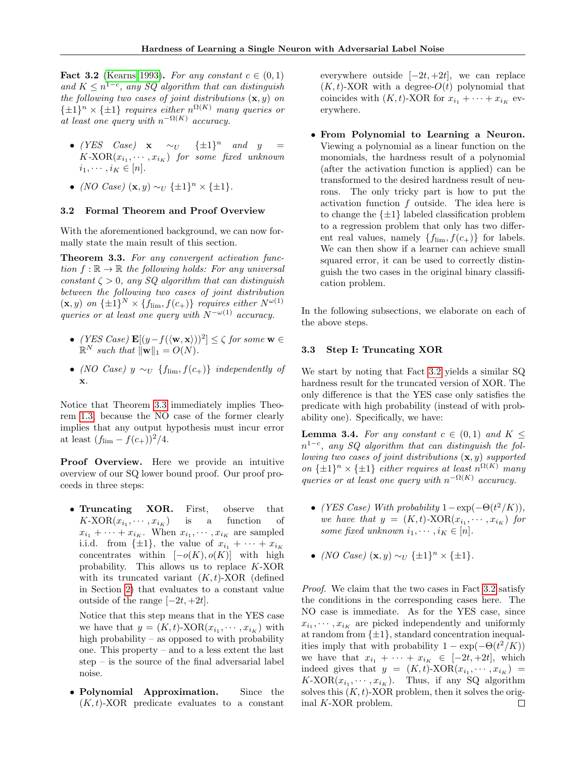**Fact 3.2** (Kearns 1993). *For any constant $c \in (0,1)$ and $K \le n^{1-c}$, any SQ algorithm that can distinguish the following two cases of joint distributions $(\mathbf{x}, y)$ on $\{\pm 1\}^n \times \{\pm 1\}$ requires either $n^{\Omega(K)}$ many queries or at least one query with $n^{-\Omega(K)}$ accuracy.*

- *(YES Case) $\mathbf{x} \sim_U \{\pm 1\}^n$ and $y = K\text{-XOR}(x_{i_1}, \cdots, x_{i_K})$ for some fixed unknown $i_1, \cdots, i_K \in [n]$.*
- *(NO Case) $(\mathbf{x}, y) \sim_U \{\pm 1\}^n \times \{\pm 1\}$.*

### 3.2 Formal Theorem and Proof Overview

With the aforementioned background, we can now formally state the main result of this section.

**Theorem 3.3.** *For any convergent activation function $f : \mathbb{R} \to \mathbb{R}$ the following holds: For any universal constant $\zeta > 0$, any SQ algorithm that can distinguish between the following two cases of joint distribution $(\mathbf{x}, y)$ on $\{\pm 1\}^N \times \{f_{\lim}, f(c_+)\}$ requires either $N^{\omega(1)}$ queries or at least one query with $N^{-\omega(1)}$ accuracy.*

- *(YES Case) $\mathbf{E}[(y - f(\langle \mathbf{w}, \mathbf{x} \rangle))^2] \le \zeta$ for some $\mathbf{w} \in \mathbb{R}^N$ such that $\|\mathbf{w}\|_1 = O(N)$.*
- *(NO Case) $y \sim_U \{f_{\lim}, f(c_+)\}$ independently of $\mathbf{x}$.*

Notice that Theorem 3.3 immediately implies Theorem 1.3, because the NO case of the former clearly implies that any output hypothesis must incur error at least $(f_{\lim} - f(c_+))^2/4$.

**Proof Overview.** Here we provide an intuitive overview of our SQ lower bound proof. Our proof proceeds in three steps:

- **Truncating XOR.** First, observe that $K$-XOR$(x_{i_1}, \cdots, x_{i_K})$ is a function of $x_{i_1} + \cdots + x_{i_K}$. When $x_{i_1}, \cdots, x_{i_K}$ are sampled i.i.d. from $\{\pm 1\}$, the value of $x_{i_1} + \cdots + x_{i_K}$ concentrates within $[-o(K), o(K)]$ with high probability. This allows us to replace $K$-XOR with its truncated variant $(K, t)$-XOR (defined in Section 2) that evaluates to a constant value outside of the range $[-2t, +2t]$.

  Notice that this step means that in the YES case we have that $y = (K, t)\text{-XOR}(x_{i_1}, \cdots, x_{i_K})$ with high probability – as opposed to with probability one. This property – and to a less extent the last step – is the source of the final adversarial label noise.

- **Polynomial Approximation.** Since the $(K, t)$-XOR predicate evaluates to a constant everywhere outside $[-2t, +2t]$, we can replace $(K, t)$-XOR with a degree-$O(t)$ polynomial that coincides with $(K, t)$-XOR for $x_{i_1} + \cdots + x_{i_K}$ everywhere.

- **From Polynomial to Learning a Neuron.** Viewing a polynomial as a linear function on the monomials, the hardness result of a polynomial (after the activation function is applied) can be transformed to the desired hardness result of neurons. The only tricky part is how to put the activation function $f$ outside. The idea here is to change the $\{\pm 1\}$ labeled classification problem to a regression problem that only has two different real values, namely $\{f_{\lim}, f(c_+)\}$ for labels. We can then show if a learner can achieve small squared error, it can be used to correctly distinguish the two cases in the original binary classification problem.

In the following subsections, we elaborate on each of the above steps.

### 3.3 Step I: Truncating XOR

We start by noting that Fact 3.2 yields a similar SQ hardness result for the truncated version of XOR. The only difference is that the YES case only satisfies the predicate with high probability (instead of with probability one). Specifically, we have:

**Lemma 3.4.** *For any constant $c \in (0,1)$ and $K \le n^{1-c}$, any SQ algorithm that can distinguish the following two cases of joint distributions $(\mathbf{x}, y)$ supported on $\{\pm 1\}^n \times \{\pm 1\}$ either requires at least $n^{\Omega(K)}$ many queries or at least one query with $n^{-\Omega(K)}$ accuracy.*

- *(YES Case) With probability $1 - \exp(-\Theta(t^2/K))$, we have that $y = (K, t)\text{-XOR}(x_{i_1}, \cdots, x_{i_K})$ for some fixed unknown $i_1, \cdots, i_K \in [n]$.*
- *(NO Case) $(\mathbf{x}, y) \sim_U \{\pm 1\}^n \times \{\pm 1\}$.*

*Proof.* We claim that the two cases in Fact 3.2 satisfy the conditions in the corresponding cases here. The NO case is immediate. As for the YES case, since $x_{i_1}, \cdots, x_{i_K}$ are picked independently and uniformly at random from $\{\pm 1\}$, standard concentration inequalities imply that with probability $1 - \exp(-\Theta(t^2/K))$ we have that $x_{i_1} + \cdots + x_{i_K} \in [-2t, +2t]$, which indeed gives that $y = (K, t)\text{-XOR}(x_{i_1}, \cdots, x_{i_K}) = K\text{-XOR}(x_{i_1}, \cdots, x_{i_K})$. Thus, if any SQ algorithm solves this $(K, t)$-XOR problem, then it solves the original $K$-XOR problem. $\square$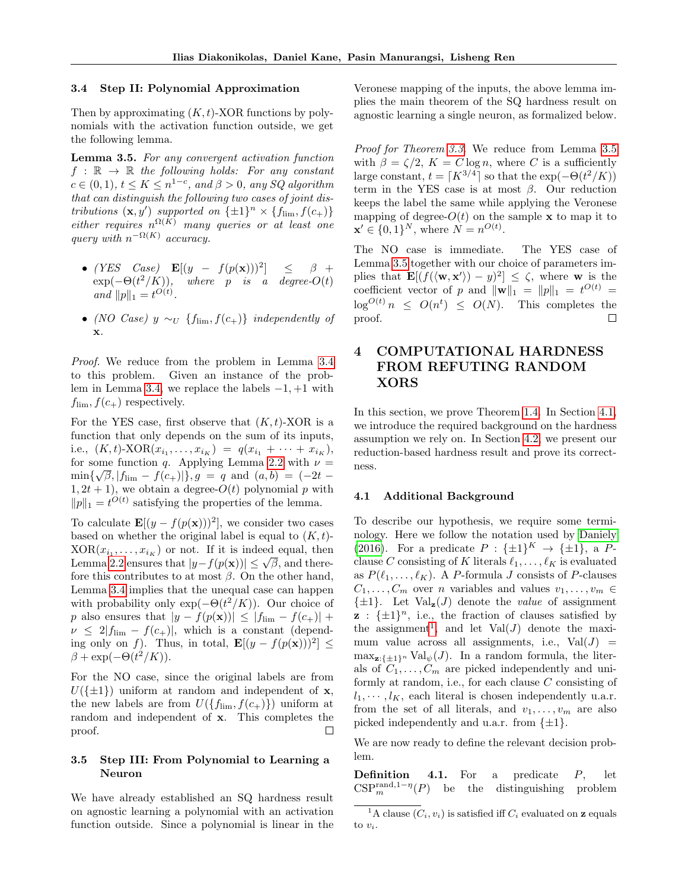### 3.4 Step II: Polynomial Approximation

Then by approximating $(K,t)$-XOR functions by polynomials with the activation function outside, we get the following lemma.

**Lemma 3.5.** *For any convergent activation function $f : \mathbb{R} \to \mathbb{R}$ the following holds: For any constant $c \in (0,1)$, $t \le K \le n^{1-c}$, and $\beta > 0$, any SQ algorithm that can distinguish the following two cases of joint distributions $(\mathbf{x}, y')$ supported on $\{\pm 1\}^n \times \{f_{\lim}, f(c_+)\}$ either requires $n^{\Omega(K)}$ many queries or at least one query with $n^{-\Omega(K)}$ accuracy.*

- *(YES Case) $\mathbf{E}[(y - f(p(\mathbf{x})))^2] \le \beta + \exp(-\Theta(t^2/K))$, where $p$ is a degree-$O(t)$ and $\|p\|_1 = t^{O(t)}$.*
- *(NO Case) $y \sim_U \{f_{\lim}, f(c_+)\}$ independently of $\mathbf{x}$.*

*Proof.* We reduce from the problem in Lemma 3.4 to this problem. Given an instance of the problem in Lemma 3.4, we replace the labels $-1, +1$ with $f_{\lim}, f(c_+)$ respectively.

For the YES case, first observe that $(K,t)$-XOR is a function that only depends on the sum of its inputs, i.e., $(K,t)\text{-XOR}(x_{i_1}, \ldots, x_{i_K}) = q(x_{i_1} + \cdots + x_{i_K})$, for some function $q$. Applying Lemma 2.2 with $\nu = \min\{\sqrt{\beta}, |f_{\lim} - f(c_+)|\}, g = q$ and $(a,b) = (-2t-1, 2t+1)$, we obtain a degree-$O(t)$ polynomial $p$ with $\|p\|_1 = t^{O(t)}$ satisfying the properties of the lemma.

To calculate $\mathbf{E}[(y - f(p(\mathbf{x})))^2]$, we consider two cases based on whether the original label is equal to $(K,t)$-$\text{XOR}(x_{i_1}, \ldots, x_{i_K})$ or not. If it is indeed equal, then Lemma 2.2 ensures that $|y - f(p(\mathbf{x}))| \le \sqrt{\beta}$, and therefore this contributes to at most $\beta$. On the other hand, Lemma 3.4 implies that the unequal case can happen with probability only $\exp(-\Theta(t^2/K))$. Our choice of $p$ also ensures that $|y - f(p(\mathbf{x}))| \le |f_{\lim} - f(c_+)| + \nu \le 2|f_{\lim} - f(c_+)|$, which is a constant (depending only on $f$). Thus, in total, $\mathbf{E}[(y - f(p(\mathbf{x})))^2] \le \beta + \exp(-\Theta(t^2/K))$.

For the NO case, since the original labels are from $U(\{\pm 1\})$ uniform at random and independent of $\mathbf{x}$, the new labels are from $U(\{f_{\lim}, f(c_+)\})$ uniform at random and independent of $\mathbf{x}$. This completes the proof. □

### 3.5 Step III: From Polynomial to Learning a Neuron

We have already established an SQ hardness result on agnostic learning a polynomial with an activation function outside. Since a polynomial is linear in the Veronese mapping of the inputs, the above lemma implies the main theorem of the SQ hardness result on agnostic learning a single neuron, as formalized below.

*Proof for Theorem 3.3.* We reduce from Lemma 3.5 with $\beta = \zeta/2$, $K = C \log n$, where $C$ is a sufficiently large constant, $t = \lceil K^{3/4} \rceil$ so that the $\exp(-\Theta(t^2/K))$ term in the YES case is at most $\beta$. Our reduction keeps the label the same while applying the Veronese mapping of degree-$O(t)$ on the sample $\mathbf{x}$ to map it to $\mathbf{x}' \in \{0,1\}^N$, where $N = n^{O(t)}$.

The NO case is immediate. The YES case of Lemma 3.5 together with our choice of parameters implies that $\mathbf{E}[(f(\langle \mathbf{w}, \mathbf{x}' \rangle) - y)^2] \le \zeta$, where $\mathbf{w}$ is the coefficient vector of $p$ and $\|\mathbf{w}\|_1 = \|p\|_1 = t^{O(t)} = \log^{O(t)} n \le O(n^t) \le O(N)$. This completes the proof. □

## 4 COMPUTATIONAL HARDNESS FROM REFUTING RANDOM XORS

In this section, we prove Theorem 1.4. In Section 4.1, we introduce the required background on the hardness assumption we rely on. In Section 4.2, we present our reduction-based hardness result and prove its correctness.

### 4.1 Additional Background

To describe our hypothesis, we require some terminology. Here we follow the notation used by Daniely (2016). For a predicate $P : \{\pm 1\}^K \to \{\pm 1\}$, a $P$-clause $C$ consisting of $K$ literals $\ell_1, \ldots, \ell_K$ is evaluated as $P(\ell_1, \ldots, \ell_K)$. A $P$-formula $J$ consists of $P$-clauses $C_1, \ldots, C_m$ over $n$ variables and values $v_1, \ldots, v_m \in \{\pm 1\}$. Let $\text{Val}_{\mathbf{z}}(J)$ denote the *value* of assignment $\mathbf{z} : \{\pm 1\}^n$, i.e., the fraction of clauses satisfied by the assignment[1], and let $\text{Val}(J)$ denote the maximum value across all assignments, i.e., $\text{Val}(J) = \max_{\mathbf{z}:\{\pm 1\}^n} \text{Val}_{\psi}(J)$. In a random formula, the literals of $C_1, \ldots, C_m$ are picked independently and uniformly at random, i.e., for each clause $C$ consisting of $l_1, \cdots, l_K$, each literal is chosen independently u.a.r. from the set of all literals, and $v_1, \ldots, v_m$ are also picked independently and u.a.r. from $\{\pm 1\}$.

We are now ready to define the relevant decision problem.

**Definition 4.1.** For a predicate $P$, let $\text{CSP}_m^{\text{rand},1-\eta}(P)$ be the distinguishing problem

[1] A clause $(C_i, v_i)$ is satisfied iff $C_i$ evaluated on $\mathbf{z}$ equals to $v_i$.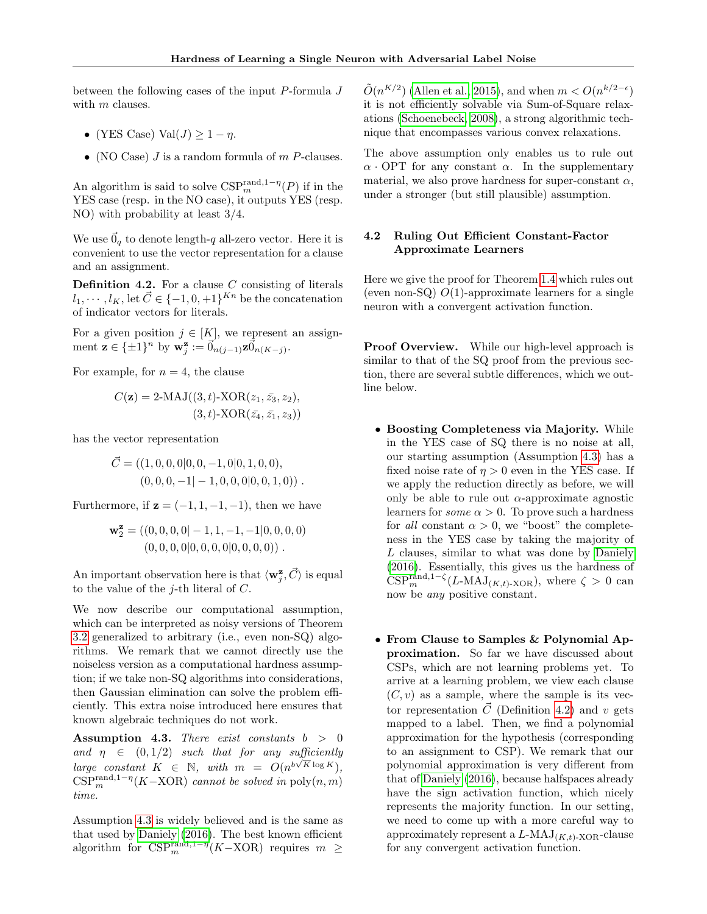between the following cases of the input $P$-formula $J$ with $m$ clauses.

- (YES Case) $\mathrm{Val}(J) \geq 1 - \eta$.
- (NO Case) $J$ is a random formula of $m$ $P$-clauses.

An algorithm is said to solve $\mathrm{CSP}_m^{\mathrm{rand},1-\eta}(P)$ if in the YES case (resp. in the NO case), it outputs YES (resp. NO) with probability at least 3/4.

We use $\vec{0}_q$ to denote length-$q$ all-zero vector. Here it is convenient to use the vector representation for a clause and an assignment.

**Definition 4.2.** For a clause $C$ consisting of literals $l_1, \cdots, l_K$, let $\vec{C} \in \{-1, 0, +1\}^{Kn}$ be the concatenation of indicator vectors for literals.

For a given position $j \in [K]$, we represent an assignment $\mathbf{z} \in \{\pm 1\}^n$ by $\mathbf{w}_j^{\mathbf{z}} := \vec{0}_{n(j-1)}\mathbf{z}\vec{0}_{n(K-j)}$.

For example, for $n = 4$, the clause

$$C(\mathbf{z}) = \text{2-MAJ}((3,t)\text{-XOR}(z_1, \bar{z_3}, z_2), (3,t)\text{-XOR}(\bar{z_4}, \bar{z_1}, z_3))$$

has the vector representation

$$\vec{C} = ((1,0,0,0|0,0,-1,0|0,1,0,0), (0,0,0,-1|-1,0,0,0|0,0,1,0))\ .$$

Furthermore, if $\mathbf{z} = (-1, 1, -1, -1)$, then we have

$$\mathbf{w}_2^{\mathbf{z}} = ((0,0,0,0|-1,1,-1,-1|0,0,0,0) (0,0,0,0|0,0,0,0|0,0,0,0))\ .$$

An important observation here is that $\langle \mathbf{w}_j^{\mathbf{z}}, \vec{C} \rangle$ is equal to the value of the $j$-th literal of $C$.

We now describe our computational assumption, which can be interpreted as noisy versions of Theorem 3.2 generalized to arbitrary (i.e., even non-SQ) algorithms. We remark that we cannot directly use the noiseless version as a computational hardness assumption; if we take non-SQ algorithms into considerations, then Gaussian elimination can solve the problem efficiently. This extra noise introduced here ensures that known algebraic techniques do not work.

**Assumption 4.3.** *There exist constants $b > 0$ and $\eta \in (0, 1/2)$ such that for any sufficiently large constant $K \in \mathbb{N}$, with $m = O(n^{b\sqrt{K}\log K})$, $\mathrm{CSP}_m^{\mathrm{rand},1-\eta}(K\mathrm{-XOR})$ cannot be solved in $\mathrm{poly}(n, m)$ time.*

Assumption 4.3 is widely believed and is the same as that used by Daniely (2016). The best known efficient algorithm for $\mathrm{CSP}_m^{\mathrm{rand},1-\eta}(K\mathrm{-XOR})$ requires $m \geq \tilde{O}(n^{K/2})$ (Allen et al., 2015), and when $m < O(n^{k/2-\epsilon})$ it is not efficiently solvable via Sum-of-Square relaxations (Schoenebeck, 2008), a strong algorithmic technique that encompasses various convex relaxations.

The above assumption only enables us to rule out $\alpha \cdot \mathrm{OPT}$ for any constant $\alpha$. In the supplementary material, we also prove hardness for super-constant $\alpha$, under a stronger (but still plausible) assumption.

### 4.2 Ruling Out Efficient Constant-Factor Approximate Learners

Here we give the proof for Theorem 1.4 which rules out (even non-SQ) $O(1)$-approximate learners for a single neuron with a convergent activation function.

**Proof Overview.** While our high-level approach is similar to that of the SQ proof from the previous section, there are several subtle differences, which we outline below.

- **Boosting Completeness via Majority.** While in the YES case of SQ there is no noise at all, our starting assumption (Assumption 4.3) has a fixed noise rate of $\eta > 0$ even in the YES case. If we apply the reduction directly as before, we will only be able to rule out $\alpha$-approximate agnostic learners for *some* $\alpha > 0$. To prove such a hardness for *all* constant $\alpha > 0$, we "boost" the completeness in the YES case by taking the majority of $L$ clauses, similar to what was done by Daniely (2016). Essentially, this gives us the hardness of $\mathrm{CSP}_m^{\mathrm{rand},1-\zeta}(L\text{-MAJ}_{(K,t)\text{-XOR}})$, where $\zeta > 0$ can now be *any* positive constant.

- **From Clause to Samples & Polynomial Approximation.** So far we have discussed about CSPs, which are not learning problems yet. To arrive at a learning problem, we view each clause $(C, v)$ as a sample, where the sample is its vector representation $\vec{C}$ (Definition 4.2) and $v$ gets mapped to a label. Then, we find a polynomial approximation for the hypothesis (corresponding to an assignment to CSP). We remark that our polynomial approximation is very different from that of Daniely (2016), because halfspaces already have the sign activation function, which nicely represents the majority function. In our setting, we need to come up with a more careful way to approximately represent a $L\text{-MAJ}_{(K,t)\text{-XOR}}$-clause for any convergent activation function.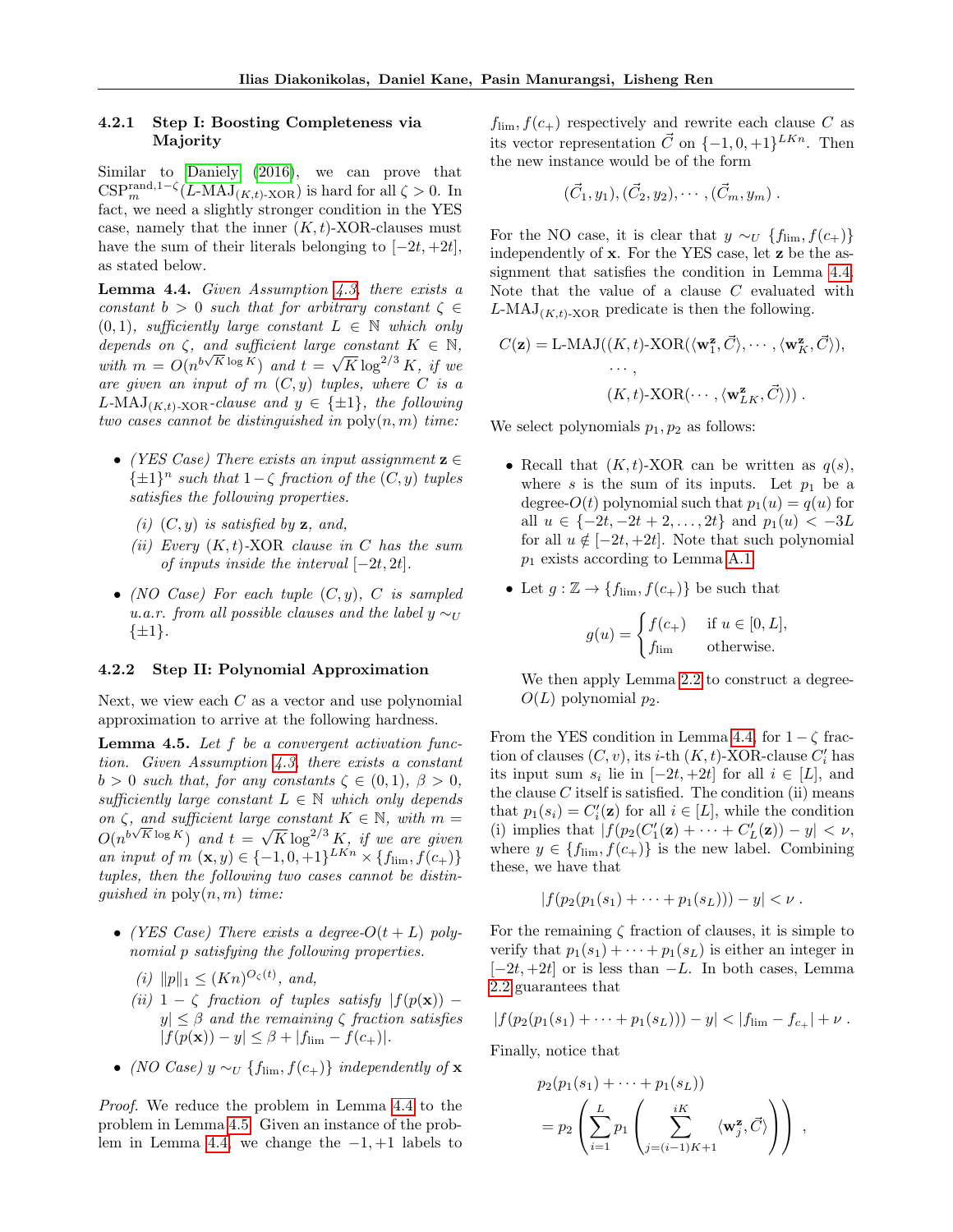#### 4.2.1 Step I: Boosting Completeness via Majority

Similar to Daniely (2016), we can prove that $\mathrm{CSP}_m^{\mathrm{rand},1-\zeta}(L\text{-MAJ}_{(K,t)\text{-XOR}})$ is hard for all $\zeta > 0$. In fact, we need a slightly stronger condition in the YES case, namely that the inner $(K,t)$-XOR-clauses must have the sum of their literals belonging to $[-2t, +2t]$, as stated below.

**Lemma 4.4.** *Given Assumption 4.3, there exists a constant $b > 0$ such that for arbitrary constant $\zeta \in (0,1)$, sufficiently large constant $L \in \mathbb{N}$ which only depends on $\zeta$, and sufficient large constant $K \in \mathbb{N}$, with $m = O(n^{b\sqrt{K}\log K})$ and $t = \sqrt{K}\log^{2/3} K$, if we are given an input of $m$ $(C,y)$ tuples, where $C$ is a $L\text{-MAJ}_{(K,t)\text{-XOR}}$-clause and $y \in \{\pm 1\}$, the following two cases cannot be distinguished in $\mathrm{poly}(n,m)$ time:*

- *(YES Case) There exists an input assignment $\mathbf{z} \in \{\pm 1\}^n$ such that $1-\zeta$ fraction of the $(C,y)$ tuples satisfies the following properties.*
  - *(i) $(C,y)$ is satisfied by $\mathbf{z}$, and,*
  - *(ii) Every $(K,t)$-XOR clause in $C$ has the sum of inputs inside the interval $[-2t, 2t]$.*
- *(NO Case) For each tuple $(C,y)$, $C$ is sampled u.a.r. from all possible clauses and the label $y \sim_U \{\pm 1\}$.*

#### 4.2.2 Step II: Polynomial Approximation

Next, we view each $C$ as a vector and use polynomial approximation to arrive at the following hardness.

**Lemma 4.5.** *Let $f$ be a convergent activation function. Given Assumption 4.3, there exists a constant $b > 0$ such that, for any constants $\zeta \in (0,1)$, $\beta > 0$, sufficiently large constant $L \in \mathbb{N}$ which only depends on $\zeta$, and sufficient large constant $K \in \mathbb{N}$, with $m = O(n^{b\sqrt{K}\log K})$ and $t = \sqrt{K}\log^{2/3} K$, if we are given an input of $m$ $(\mathbf{x}, y) \in \{-1,0,+1\}^{LKn} \times \{f_{\lim}, f(c_+)\}$ tuples, then the following two cases cannot be distinguished in $\mathrm{poly}(n,m)$ time:*

- *(YES Case) There exists a degree-$O(t+L)$ polynomial $p$ satisfying the following properties.*
  - *(i) $\|p\|_1 \le (Kn)^{O_\zeta(t)}$, and,*
  - *(ii) $1-\zeta$ fraction of tuples satisfy $|f(p(\mathbf{x})) - y| \le \beta$ and the remaining $\zeta$ fraction satisfies $|f(p(\mathbf{x})) - y| \le \beta + |f_{\lim} - f(c_+)|$.*
- *(NO Case) $y \sim_U \{f_{\lim}, f(c_+)\}$ independently of $\mathbf{x}$*

*Proof.* We reduce the problem in Lemma 4.4 to the problem in Lemma 4.5. Given an instance of the problem in Lemma 4.4, we change the $-1,+1$ labels to $f_{\lim}, f(c_+)$ respectively and rewrite each clause $C$ as its vector representation $\vec{C}$ on $\{-1,0,+1\}^{LKn}$. Then the new instance would be of the form

$$(\vec{C}_1, y_1), (\vec{C}_2, y_2), \cdots, (\vec{C}_m, y_m)\ .$$

For the NO case, it is clear that $y \sim_U \{f_{\lim}, f(c_+)\}$ independently of $\mathbf{x}$. For the YES case, let $\mathbf{z}$ be the assignment that satisfies the condition in Lemma 4.4. Note that the value of a clause $C$ evaluated with $L\text{-MAJ}_{(K,t)\text{-XOR}}$ predicate is then the following.

$$\begin{aligned} C(\mathbf{z}) = \mathrm{L\text{-}MAJ}(&(K,t)\text{-XOR}(\langle \mathbf{w}_1^{\mathbf{z}}, \vec{C}\rangle, \cdots, \langle \mathbf{w}_K^{\mathbf{z}}, \vec{C}\rangle),\\ &\cdots,\\ &(K,t)\text{-XOR}(\cdots, \langle \mathbf{w}_{LK}^{\mathbf{z}}, \vec{C}\rangle))\ . \end{aligned}$$

We select polynomials $p_1, p_2$ as follows:

- Recall that $(K,t)$-XOR can be written as $q(s)$, where $s$ is the sum of its inputs. Let $p_1$ be a degree-$O(t)$ polynomial such that $p_1(u) = q(u)$ for all $u \in \{-2t, -2t+2, \ldots, 2t\}$ and $p_1(u) < -3L$ for all $u \notin [-2t, +2t]$. Note that such polynomial $p_1$ exists according to Lemma A.1.
- Let $g : \mathbb{Z} \to \{f_{\lim}, f(c_+)\}$ be such that

$$g(u) = \begin{cases} f(c_+) & \text{if } u \in [0, L],\\ f_{\lim} & \text{otherwise.} \end{cases}$$

  We then apply Lemma 2.2 to construct a degree-$O(L)$ polynomial $p_2$.

From the YES condition in Lemma 4.4, for $1-\zeta$ fraction of clauses $(C,v)$, its $i$-th $(K,t)$-XOR-clause $C'_i$ has its input sum $s_i$ lie in $[-2t, +2t]$ for all $i \in [L]$, and the clause $C$ itself is satisfied. The condition (ii) means that $p_1(s_i) = C'_i(\mathbf{z})$ for all $i \in [L]$, while the condition (i) implies that $|f(p_2(C'_1(\mathbf{z}) + \cdots + C'_L(\mathbf{z})) - y| < \nu$, where $y \in \{f_{\lim}, f(c_+)\}$ is the new label. Combining these, we have that

$$|f(p_2(p_1(s_1) + \cdots + p_1(s_L))) - y| < \nu\ .$$

For the remaining $\zeta$ fraction of clauses, it is simple to verify that $p_1(s_1) + \cdots + p_1(s_L)$ is either an integer in $[-2t, +2t]$ or is less than $-L$. In both cases, Lemma 2.2 guarantees that

$$|f(p_2(p_1(s_1) + \cdots + p_1(s_L))) - y| < |f_{\lim} - f_{c_+}| + \nu\ .$$

Finally, notice that

$$\begin{aligned} &p_2(p_1(s_1) + \cdots + p_1(s_L))\\ &= p_2\left(\sum_{i=1}^{L} p_1\left(\sum_{j=(i-1)K+1}^{iK} \langle \mathbf{w}_j^{\mathbf{z}}, \vec{C}\rangle\right)\right)\ , \end{aligned}$$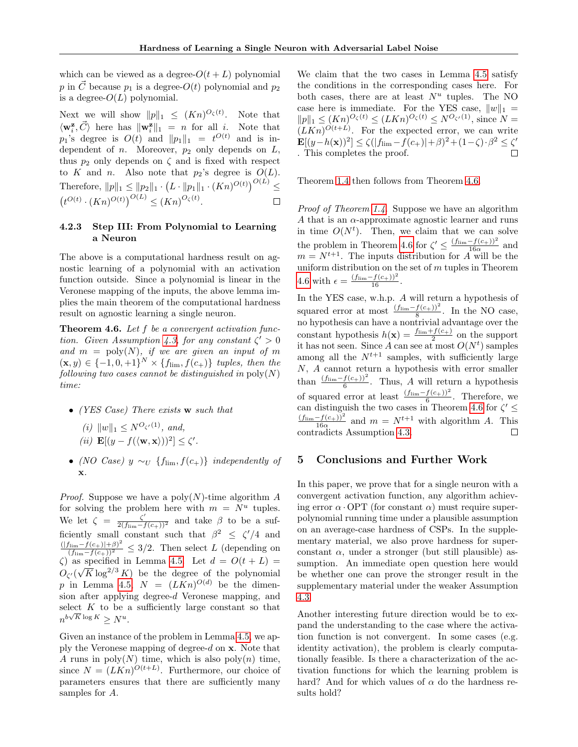which can be viewed as a degree-$O(t+L)$ polynomial $p$ in $\vec{C}$ because $p_1$ is a degree-$O(t)$ polynomial and $p_2$ is a degree-$O(L)$ polynomial.

Next we will show $\|p\|_1 \le (Kn)^{O_\zeta(t)}$. Note that $\langle \mathbf{w}_i^{\mathbf{z}}, \vec{C}\rangle$ here has $\|\mathbf{w}_i^{\mathbf{z}}\|_1 = n$ for all $i$. Note that $p_1$'s degree is $O(t)$ and $\|p_1\|_1 = t^{O(t)}$ and is independent of $n$. Moreover, $p_2$ only depends on $L$, thus $p_2$ only depends on $\zeta$ and is fixed with respect to $K$ and $n$. Also note that $p_2$'s degree is $O(L)$. Therefore, $\|p\|_1 \le \|p_2\|_1 \cdot \left(L \cdot \|p_1\|_1 \cdot (Kn)^{O(t)}\right)^{O(L)} \le \left(t^{O(t)} \cdot (Kn)^{O(t)}\right)^{O(L)} \le (Kn)^{O_\zeta(t)}$. □

### 4.2.3 Step III: From Polynomial to Learning a Neuron

The above is a computational hardness result on agnostic learning of a polynomial with an activation function outside. Since a polynomial is linear in the Veronese mapping of the inputs, the above lemma implies the main theorem of the computational hardness result on agnostic learning a single neuron.

**Theorem 4.6.** *Let $f$ be a convergent activation function. Given Assumption 4.3, for any constant $\zeta' > 0$ and $m = \mathrm{poly}(N)$, if we are given an input of $m$ $(\mathbf{x}, y) \in \{-1, 0, +1\}^N \times \{f_{\lim}, f(c_+)\}$ tuples, then the following two cases cannot be distinguished in $\mathrm{poly}(N)$ time:*

- *(YES Case) There exists $\mathbf{w}$ such that*
  - *(i) $\|w\|_1 \le N^{O_{\zeta'}(1)}$, and,*
  - *(ii) $\mathbf{E}[(y - f(\langle \mathbf{w}, \mathbf{x}\rangle))^2] \le \zeta'$.*
- *(NO Case) $y \sim_U \{f_{\lim}, f(c_+)\}$ independently of $\mathbf{x}$.*

*Proof.* Suppose we have a $\mathrm{poly}(N)$-time algorithm $A$ for solving the problem here with $m = N^u$ tuples. We let $\zeta = \frac{\zeta'}{2(f_{\lim} - f(c_+))^2}$ and take $\beta$ to be a sufficiently small constant such that $\beta^2 \le \zeta'/4$ and $\frac{(|f_{\lim} - f(c_+)| + \beta)^2}{(f_{\lim} - f(c_+))^2} \le 3/2$. Then select $L$ (depending on $\zeta$) as specified in Lemma 4.5. Let $d = O(t + L) = O_{\zeta'}(\sqrt{K} \log^{2/3} K)$ be the degree of the polynomial $p$ in Lemma 4.5, $N = (LKn)^{O(d)}$ be the dimension after applying degree-$d$ Veronese mapping, and select $K$ to be a sufficiently large constant so that $n^{b\sqrt{K}\log K} \ge N^u$.

Given an instance of the problem in Lemma 4.5, we apply the Veronese mapping of degree-$d$ on $\mathbf{x}$. Note that $A$ runs in $\mathrm{poly}(N)$ time, which is also $\mathrm{poly}(n)$ time, since $N = (LKn)^{O(t+L)}$. Furthermore, our choice of parameters ensures that there are sufficiently many samples for $A$.

We claim that the two cases in Lemma 4.5 satisfy the conditions in the corresponding cases here. For both cases, there are at least $N^u$ tuples. The NO case here is immediate. For the YES case, $\|w\|_1 = \|p\|_1 \le (Kn)^{O_\zeta(t)} \le (LKn)^{O_\zeta(t)} \le N^{O_{\zeta'}(1)}$, since $N = (LKn)^{O(t+L)}$. For the expected error, we can write $\mathbf{E}[(y - h(\mathbf{x}))^2] \le \zeta(|f_{\lim} - f(c_+)| + \beta)^2 + (1-\zeta)\cdot\beta^2 \le \zeta'$. This completes the proof. □

Theorem 1.4 then follows from Theorem 4.6.

*Proof of Theorem 1.4.* Suppose we have an algorithm $A$ that is an $\alpha$-approximate agnostic learner and runs in time $O(N^t)$. Then, we claim that we can solve the problem in Theorem 4.6 for $\zeta' \le \frac{(f_{\lim} - f(c_+))^2}{16\alpha}$ and $m = N^{t+1}$. The inputs distribution for $A$ will be the uniform distribution on the set of $m$ tuples in Theorem 4.6 with $\epsilon = \frac{(f_{\lim} - f(c_+))^2}{16}$.

In the YES case, w.h.p. $A$ will return a hypothesis of squared error at most $\frac{(f_{\lim} - f(c_+))^2}{8}$. In the NO case, no hypothesis can have a nontrivial advantage over the constant hypothesis $h(\mathbf{x}) = \frac{f_{\lim} + f(c_+)}{2}$ on the support it has not seen. Since $A$ can see at most $O(N^t)$ samples among all the $N^{t+1}$ samples, with sufficiently large $N$, $A$ cannot return a hypothesis with error smaller than $\frac{(f_{\lim} - f(c_+))^2}{6}$. Thus, $A$ will return a hypothesis of squared error at least $\frac{(f_{\lim} - f(c_+))^2}{6}$. Therefore, we can distinguish the two cases in Theorem 4.6 for $\zeta' \le \frac{(f_{\lim} - f(c_+))^2}{16\alpha}$ and $m = N^{t+1}$ with algorithm $A$. This contradicts Assumption 4.3. □

## 5 Conclusions and Further Work

In this paper, we prove that for a single neuron with a convergent activation function, any algorithm achieving error $\alpha \cdot \mathrm{OPT}$ (for constant $\alpha$) must require superpolynomial running time under a plausible assumption on an average-case hardness of CSPs. In the supplementary material, we also prove hardness for superconstant $\alpha$, under a stronger (but still plausible) assumption. An immediate open question here would be whether one can prove the stronger result in the supplementary material under the weaker Assumption 4.3.

Another interesting future direction would be to expand the understanding to the case where the activation function is not convergent. In some cases (e.g. identity activation), the problem is clearly computationally feasible. Is there a characterization of the activation functions for which the learning problem is hard? And for which values of $\alpha$ do the hardness results hold?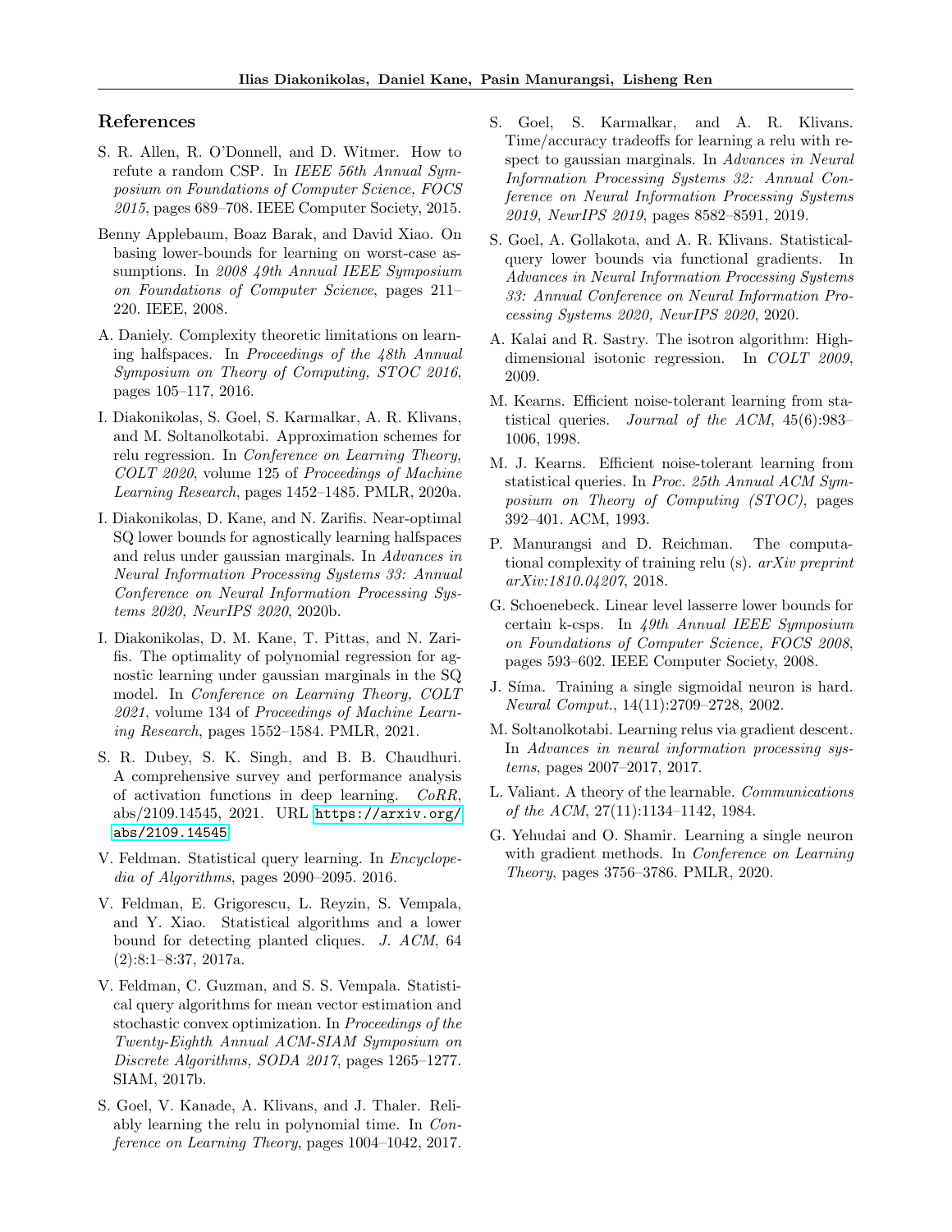## References

S. R. Allen, R. O'Donnell, and D. Witmer. How to refute a random CSP. In *IEEE 56th Annual Symposium on Foundations of Computer Science, FOCS 2015*, pages 689–708. IEEE Computer Society, 2015.

Benny Applebaum, Boaz Barak, and David Xiao. On basing lower-bounds for learning on worst-case assumptions. In *2008 49th Annual IEEE Symposium on Foundations of Computer Science*, pages 211–220. IEEE, 2008.

A. Daniely. Complexity theoretic limitations on learning halfspaces. In *Proceedings of the 48th Annual Symposium on Theory of Computing, STOC 2016*, pages 105–117, 2016.

I. Diakonikolas, S. Goel, S. Karmalkar, A. R. Klivans, and M. Soltanolkotabi. Approximation schemes for relu regression. In *Conference on Learning Theory, COLT 2020*, volume 125 of *Proceedings of Machine Learning Research*, pages 1452–1485. PMLR, 2020a.

I. Diakonikolas, D. Kane, and N. Zarifis. Near-optimal SQ lower bounds for agnostically learning halfspaces and relus under gaussian marginals. In *Advances in Neural Information Processing Systems 33: Annual Conference on Neural Information Processing Systems 2020, NeurIPS 2020*, 2020b.

I. Diakonikolas, D. M. Kane, T. Pittas, and N. Zarifis. The optimality of polynomial regression for agnostic learning under gaussian marginals in the SQ model. In *Conference on Learning Theory, COLT 2021*, volume 134 of *Proceedings of Machine Learning Research*, pages 1552–1584. PMLR, 2021.

S. R. Dubey, S. K. Singh, and B. B. Chaudhuri. A comprehensive survey and performance analysis of activation functions in deep learning. *CoRR*, abs/2109.14545, 2021. URL https://arxiv.org/abs/2109.14545.

V. Feldman. Statistical query learning. In *Encyclopedia of Algorithms*, pages 2090–2095. 2016.

V. Feldman, E. Grigorescu, L. Reyzin, S. Vempala, and Y. Xiao. Statistical algorithms and a lower bound for detecting planted cliques. *J. ACM*, 64 (2):8:1–8:37, 2017a.

V. Feldman, C. Guzman, and S. S. Vempala. Statistical query algorithms for mean vector estimation and stochastic convex optimization. In *Proceedings of the Twenty-Eighth Annual ACM-SIAM Symposium on Discrete Algorithms, SODA 2017*, pages 1265–1277. SIAM, 2017b.

S. Goel, V. Kanade, A. Klivans, and J. Thaler. Reliably learning the relu in polynomial time. In *Conference on Learning Theory*, pages 1004–1042, 2017.

S. Goel, S. Karmalkar, and A. R. Klivans. Time/accuracy tradeoffs for learning a relu with respect to gaussian marginals. In *Advances in Neural Information Processing Systems 32: Annual Conference on Neural Information Processing Systems 2019, NeurIPS 2019*, pages 8582–8591, 2019.

S. Goel, A. Gollakota, and A. R. Klivans. Statistical-query lower bounds via functional gradients. In *Advances in Neural Information Processing Systems 33: Annual Conference on Neural Information Processing Systems 2020, NeurIPS 2020*, 2020.

A. Kalai and R. Sastry. The isotron algorithm: High-dimensional isotonic regression. In *COLT 2009*, 2009.

M. Kearns. Efficient noise-tolerant learning from statistical queries. *Journal of the ACM*, 45(6):983–1006, 1998.

M. J. Kearns. Efficient noise-tolerant learning from statistical queries. In *Proc. 25th Annual ACM Symposium on Theory of Computing (STOC)*, pages 392–401. ACM, 1993.

P. Manurangsi and D. Reichman. The computational complexity of training relu (s). *arXiv preprint arXiv:1810.04207*, 2018.

G. Schoenebeck. Linear level lasserre lower bounds for certain k-csps. In *49th Annual IEEE Symposium on Foundations of Computer Science, FOCS 2008*, pages 593–602. IEEE Computer Society, 2008.

J. Síma. Training a single sigmoidal neuron is hard. *Neural Comput.*, 14(11):2709–2728, 2002.

M. Soltanolkotabi. Learning relus via gradient descent. In *Advances in neural information processing systems*, pages 2007–2017, 2017.

L. Valiant. A theory of the learnable. *Communications of the ACM*, 27(11):1134–1142, 1984.

G. Yehudai and O. Shamir. Learning a single neuron with gradient methods. In *Conference on Learning Theory*, pages 3756–3786. PMLR, 2020.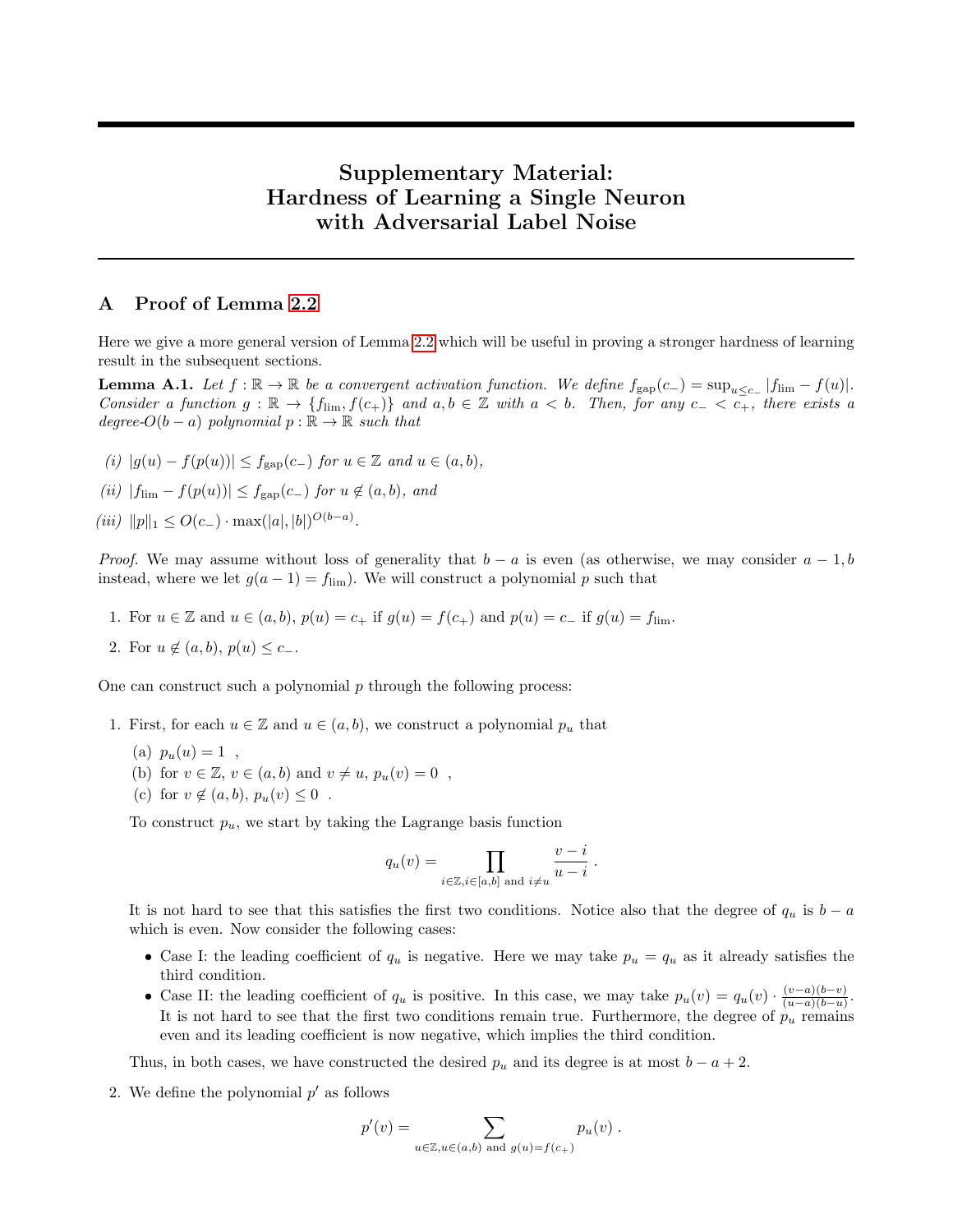# Supplementary Material: Hardness of Learning a Single Neuron with Adversarial Label Noise

## A Proof of Lemma 2.2

Here we give a more general version of Lemma 2.2 which will be useful in proving a stronger hardness of learning result in the subsequent sections.

**Lemma A.1.** *Let $f : \mathbb{R} \to \mathbb{R}$ be a convergent activation function. We define $f_{\text{gap}}(c_-) = \sup_{u \le c_-} |f_{\lim} - f(u)|$. Consider a function $g : \mathbb{R} \to \{f_{\lim}, f(c_+)\}$ and $a, b \in \mathbb{Z}$ with $a < b$. Then, for any $c_- < c_+$, there exists a degree-$O(b-a)$ polynomial $p : \mathbb{R} \to \mathbb{R}$ such that*

*(i) $|g(u) - f(p(u))| \le f_{\text{gap}}(c_-)$ for $u \in \mathbb{Z}$ and $u \in (a, b)$,*

*(ii) $|f_{\lim} - f(p(u))| \le f_{\text{gap}}(c_-)$ for $u \notin (a, b)$, and*

*(iii) $\|p\|_1 \le O(c_-) \cdot \max(|a|, |b|)^{O(b-a)}$.*

*Proof.* We may assume without loss of generality that $b - a$ is even (as otherwise, we may consider $a - 1, b$ instead, where we let $g(a-1) = f_{\lim}$). We will construct a polynomial $p$ such that

1. For $u \in \mathbb{Z}$ and $u \in (a, b)$, $p(u) = c_+$ if $g(u) = f(c_+)$ and $p(u) = c_-$ if $g(u) = f_{\lim}$.
2. For $u \notin (a, b)$, $p(u) \le c_-$.

One can construct such a polynomial $p$ through the following process:

1. First, for each $u \in \mathbb{Z}$ and $u \in (a, b)$, we construct a polynomial $p_u$ that
   (a) $p_u(u) = 1$ ,
   (b) for $v \in \mathbb{Z}$, $v \in (a, b)$ and $v \ne u$, $p_u(v) = 0$ ,
   (c) for $v \notin (a, b)$, $p_u(v) \le 0$ .

   To construct $p_u$, we start by taking the Lagrange basis function

   $$q_u(v) = \prod_{i \in \mathbb{Z}, i \in [a,b] \text{ and } i \ne u} \frac{v - i}{u - i} .$$

   It is not hard to see that this satisfies the first two conditions. Notice also that the degree of $q_u$ is $b - a$ which is even. Now consider the following cases:

   - Case I: the leading coefficient of $q_u$ is negative. Here we may take $p_u = q_u$ as it already satisfies the third condition.
   - Case II: the leading coefficient of $q_u$ is positive. In this case, we may take $p_u(v) = q_u(v) \cdot \frac{(v-a)(b-v)}{(u-a)(b-u)}$. It is not hard to see that the first two conditions remain true. Furthermore, the degree of $p_u$ remains even and its leading coefficient is now negative, which implies the third condition.

   Thus, in both cases, we have constructed the desired $p_u$ and its degree is at most $b - a + 2$.

2. We define the polynomial $p'$ as follows

   $$p'(v) = \sum_{u \in \mathbb{Z}, u \in (a,b) \text{ and } g(u) = f(c_+)} p_u(v) .$$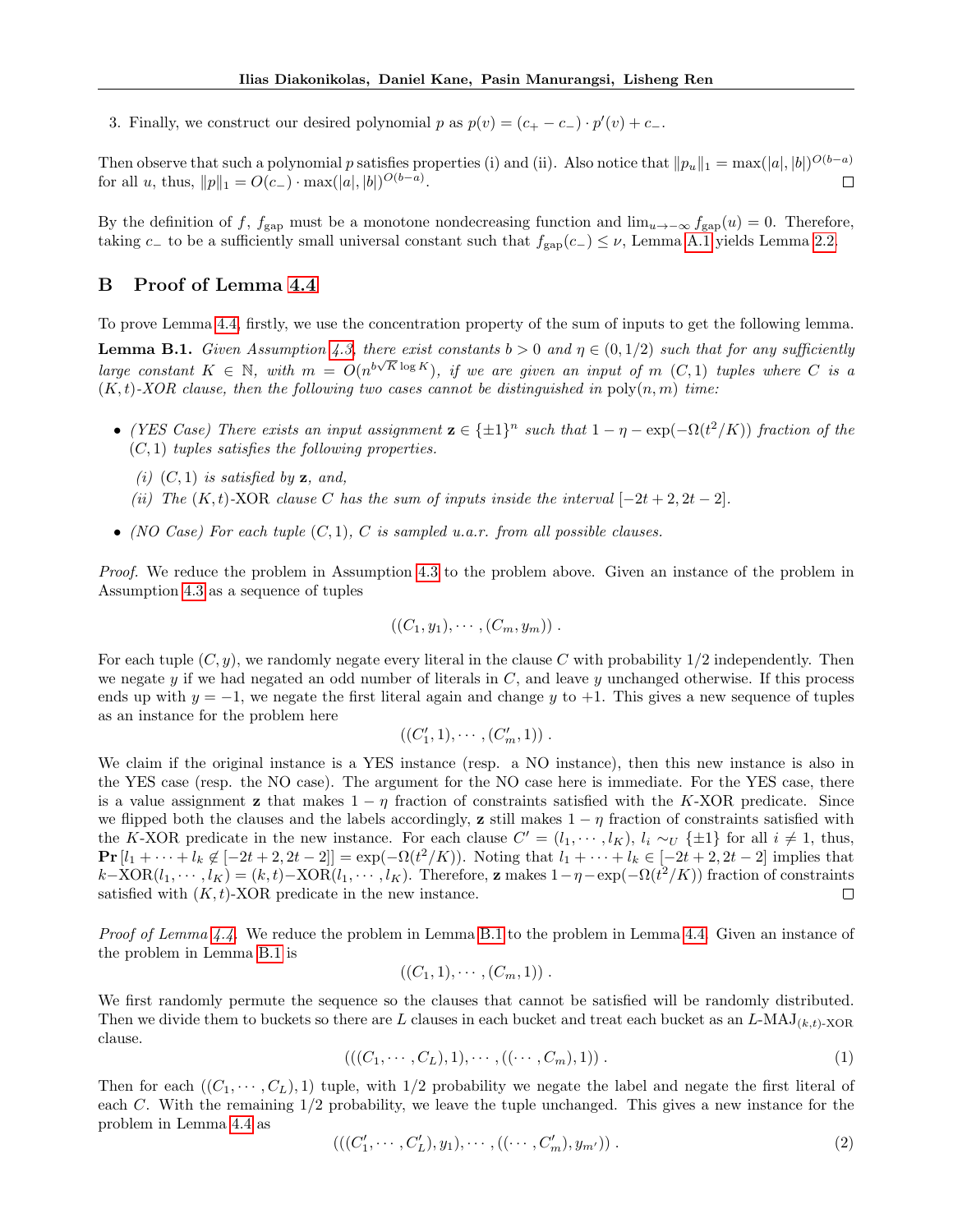3. Finally, we construct our desired polynomial $p$ as $p(v) = (c_+ - c_-) \cdot p'(v) + c_-$.

Then observe that such a polynomial $p$ satisfies properties (i) and (ii). Also notice that $\|p_u\|_1 = \max(|a|, |b|)^{O(b-a)}$ for all $u$, thus, $\|p\|_1 = O(c_-) \cdot \max(|a|, |b|)^{O(b-a)}$. □

By the definition of $f$, $f_{\text{gap}}$ must be a monotone nondecreasing function and $\lim_{u \to -\infty} f_{\text{gap}}(u) = 0$. Therefore, taking $c_-$ to be a sufficiently small universal constant such that $f_{\text{gap}}(c_-) \leq \nu$, Lemma A.1 yields Lemma 2.2.

## B Proof of Lemma 4.4

To prove Lemma 4.4, firstly, we use the concentration property of the sum of inputs to get the following lemma.

**Lemma B.1.** *Given Assumption 4.3, there exist constants $b > 0$ and $\eta \in (0, 1/2)$ such that for any sufficiently large constant $K \in \mathbb{N}$, with $m = O(n^{b\sqrt{K}\log K})$, if we are given an input of $m$ $(C, 1)$ tuples where $C$ is a $(K, t)$-XOR clause, then the following two cases cannot be distinguished in $\text{poly}(n, m)$ time:*

- *(YES Case) There exists an input assignment $\mathbf{z} \in \{\pm 1\}^n$ such that $1 - \eta - \exp(-\Omega(t^2/K))$ fraction of the $(C, 1)$ tuples satisfies the following properties.*
  - *(i) $(C, 1)$ is satisfied by $\mathbf{z}$, and,*
  - *(ii) The $(K, t)$-XOR clause $C$ has the sum of inputs inside the interval $[-2t + 2, 2t - 2]$.*
- *(NO Case) For each tuple $(C, 1)$, $C$ is sampled u.a.r. from all possible clauses.*

*Proof.* We reduce the problem in Assumption 4.3 to the problem above. Given an instance of the problem in Assumption 4.3 as a sequence of tuples

$$((C_1, y_1), \cdots, (C_m, y_m)) .$$

For each tuple $(C, y)$, we randomly negate every literal in the clause $C$ with probability $1/2$ independently. Then we negate $y$ if we had negated an odd number of literals in $C$, and leave $y$ unchanged otherwise. If this process ends up with $y = -1$, we negate the first literal again and change $y$ to $+1$. This gives a new sequence of tuples as an instance for the problem here

$$((C'_1, 1), \cdots, (C'_m, 1)) .$$

We claim if the original instance is a YES instance (resp. a NO instance), then this new instance is also in the YES case (resp. the NO case). The argument for the NO case here is immediate. For the YES case, there is a value assignment $\mathbf{z}$ that makes $1 - \eta$ fraction of constraints satisfied with the $K$-XOR predicate. Since we flipped both the clauses and the labels accordingly, $\mathbf{z}$ still makes $1 - \eta$ fraction of constraints satisfied with the $K$-XOR predicate in the new instance. For each clause $C' = (l_1, \cdots, l_K)$, $l_i \sim_U \{\pm 1\}$ for all $i \neq 1$, thus, $\mathbf{Pr}[l_1 + \cdots + l_k \notin [-2t + 2, 2t - 2]] = \exp(-\Omega(t^2/K))$. Noting that $l_1 + \cdots + l_k \in [-2t + 2, 2t - 2]$ implies that $k\text{-XOR}(l_1, \cdots, l_K) = (k, t)\text{-XOR}(l_1, \cdots, l_K)$. Therefore, $\mathbf{z}$ makes $1 - \eta - \exp(-\Omega(t^2/K))$ fraction of constraints satisfied with $(K, t)$-XOR predicate in the new instance. □

*Proof of Lemma 4.4.* We reduce the problem in Lemma B.1 to the problem in Lemma 4.4. Given an instance of the problem in Lemma B.1 is

$$((C_1, 1), \cdots, (C_m, 1)) .$$

We first randomly permute the sequence so the clauses that cannot be satisfied will be randomly distributed. Then we divide them to buckets so there are $L$ clauses in each bucket and treat each bucket as an $L$-$\text{MAJ}_{(k,t)\text{-XOR}}$ clause.

$$(((C_1, \cdots, C_L), 1), \cdots, ((\cdots, C_m), 1)) . \tag{1}$$

Then for each $((C_1, \cdots, C_L), 1)$ tuple, with $1/2$ probability we negate the label and negate the first literal of each $C$. With the remaining $1/2$ probability, we leave the tuple unchanged. This gives a new instance for the problem in Lemma 4.4 as

$$(((C'_1, \cdots, C'_L), y_1), \cdots, ((\cdots, C'_m), y_{m'})) . \tag{2}$$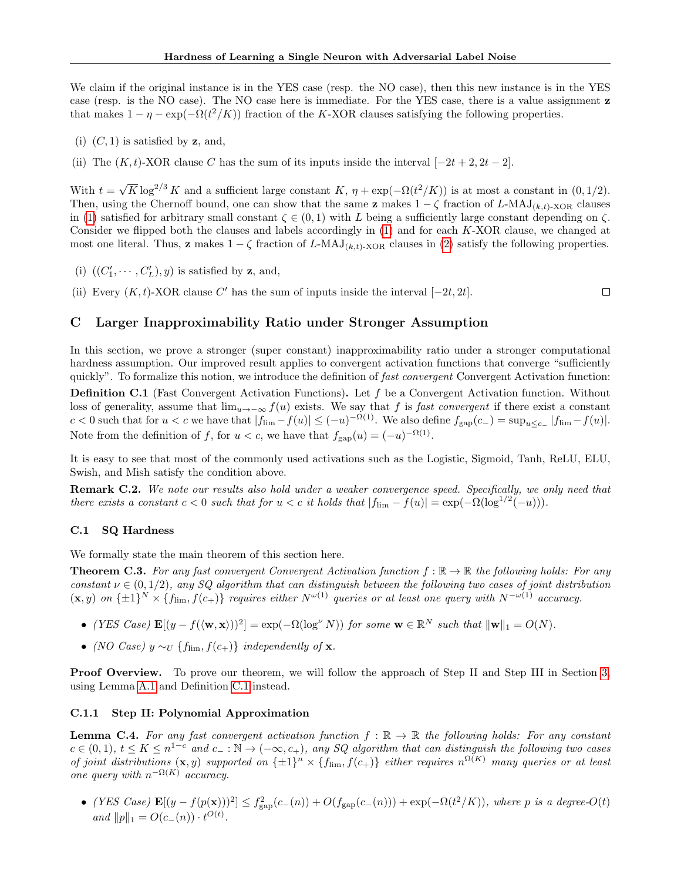We claim if the original instance is in the YES case (resp. the NO case), then this new instance is in the YES case (resp. is the NO case). The NO case here is immediate. For the YES case, there is a value assignment $\mathbf{z}$ that makes $1-\eta-\exp(-\Omega(t^2/K))$ fraction of the $K$-XOR clauses satisfying the following properties.

(i) $(C,1)$ is satisfied by $\mathbf{z}$, and,

(ii) The $(K,t)$-XOR clause $C$ has the sum of its inputs inside the interval $[-2t+2, 2t-2]$.

With $t=\sqrt{K}\log^{2/3}K$ and a sufficient large constant $K$, $\eta+\exp(-\Omega(t^2/K))$ is at most a constant in $(0,1/2)$. Then, using the Chernoff bound, one can show that the same $\mathbf{z}$ makes $1-\zeta$ fraction of $L$-MAJ$_{(k,t)\text{-XOR}}$ clauses in (1) satisfied for arbitrary small constant $\zeta\in(0,1)$ with $L$ being a sufficiently large constant depending on $\zeta$. Consider we flipped both the clauses and labels accordingly in (1) and for each $K$-XOR clause, we changed at most one literal. Thus, $\mathbf{z}$ makes $1-\zeta$ fraction of $L$-MAJ$_{(k,t)\text{-XOR}}$ clauses in (2) satisfy the following properties.

(i) $((C'_1,\cdots,C'_L),y)$ is satisfied by $\mathbf{z}$, and,

(ii) Every $(K,t)$-XOR clause $C'$ has the sum of inputs inside the interval $[-2t,2t]$. □

## C Larger Inapproximability Ratio under Stronger Assumption

In this section, we prove a stronger (super constant) inapproximability ratio under a stronger computational hardness assumption. Our improved result applies to convergent activation functions that converge "sufficiently quickly". To formalize this notion, we introduce the definition of *fast convergent* Convergent Activation function:

**Definition C.1** (Fast Convergent Activation Functions)**.** Let $f$ be a Convergent Activation function. Without loss of generality, assume that $\lim_{u\to-\infty}f(u)$ exists. We say that $f$ is *fast convergent* if there exist a constant $c<0$ such that for $u<c$ we have that $|f_{\lim}-f(u)|\le(-u)^{-\Omega(1)}$. We also define $f_{\text{gap}}(c_-)=\sup_{u\le c_-}|f_{\lim}-f(u)|$. Note from the definition of $f$, for $u<c$, we have that $f_{\text{gap}}(u)=(-u)^{-\Omega(1)}$.

It is easy to see that most of the commonly used activations such as the Logistic, Sigmoid, Tanh, ReLU, ELU, Swish, and Mish satisfy the condition above.

**Remark C.2.** *We note our results also hold under a weaker convergence speed. Specifically, we only need that there exists a constant $c<0$ such that for $u<c$ it holds that $|f_{\lim}-f(u)|=\exp(-\Omega(\log^{1/2}(-u)))$.*

### C.1 SQ Hardness

We formally state the main theorem of this section here.

**Theorem C.3.** *For any fast convergent Convergent Activation function $f:\mathbb{R}\to\mathbb{R}$ the following holds: For any constant $\nu\in(0,1/2)$, any SQ algorithm that can distinguish between the following two cases of joint distribution $(\mathbf{x},y)$ on $\{\pm1\}^N\times\{f_{\lim},f(c_+)\}$ requires either $N^{\omega(1)}$ queries or at least one query with $N^{-\omega(1)}$ accuracy.*

- *(YES Case) $\mathbf{E}[(y-f(\langle\mathbf{w},\mathbf{x}\rangle))^2]=\exp(-\Omega(\log^{\nu}N))$ for some $\mathbf{w}\in\mathbb{R}^N$ such that $\|\mathbf{w}\|_1=O(N)$.*
- *(NO Case) $y\sim_U\{f_{\lim},f(c_+)\}$ independently of $\mathbf{x}$.*

**Proof Overview.** To prove our theorem, we will follow the approach of Step II and Step III in Section 3, using Lemma A.1 and Definition C.1 instead.

#### C.1.1 Step II: Polynomial Approximation

**Lemma C.4.** *For any fast convergent activation function $f:\mathbb{R}\to\mathbb{R}$ the following holds: For any constant $c\in(0,1)$, $t\le K\le n^{1-c}$ and $c_-:\mathbb{N}\to(-\infty,c_+)$, any SQ algorithm that can distinguish the following two cases of joint distributions $(\mathbf{x},y)$ supported on $\{\pm1\}^n\times\{f_{\lim},f(c_+)\}$ either requires $n^{\Omega(K)}$ many queries or at least one query with $n^{-\Omega(K)}$ accuracy.*

- *(YES Case) $\mathbf{E}[(y-f(p(\mathbf{x}))^2]\le f^2_{\text{gap}}(c_-(n))+O(f_{\text{gap}}(c_-(n)))+\exp(-\Omega(t^2/K))$, where $p$ is a degree-$O(t)$ and $\|p\|_1=O(c_-(n))\cdot t^{O(t)}$.*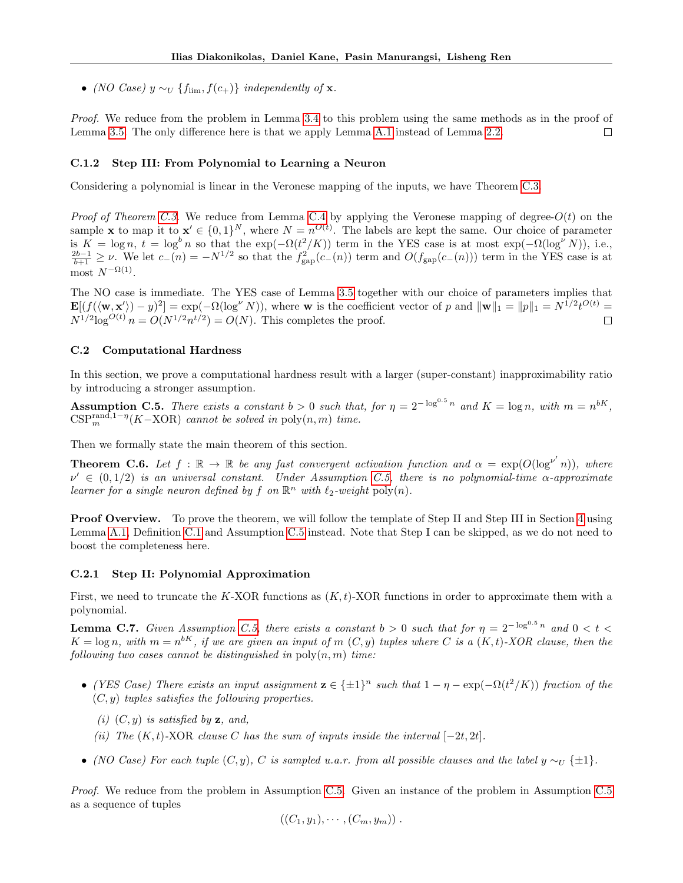- *(NO Case)* $y \sim_U \{f_{\lim}, f(c_+)\}$ *independently of* $\mathbf{x}$.

*Proof.* We reduce from the problem in Lemma 3.4 to this problem using the same methods as in the proof of Lemma 3.5. The only difference here is that we apply Lemma A.1 instead of Lemma 2.2. □

#### C.1.2 Step III: From Polynomial to Learning a Neuron

Considering a polynomial is linear in the Veronese mapping of the inputs, we have Theorem C.3.

*Proof of Theorem C.3.* We reduce from Lemma C.4 by applying the Veronese mapping of degree-$O(t)$ on the sample $\mathbf{x}$ to map it to $\mathbf{x}' \in \{0,1\}^N$, where $N = n^{O(t)}$. The labels are kept the same. Our choice of parameter is $K = \log n$, $t = \log^b n$ so that the $\exp(-\Omega(t^2/K))$ term in the YES case is at most $\exp(-\Omega(\log^\nu N))$, i.e., $\frac{2b-1}{b+1} \geq \nu$. We let $c_-(n) = -N^{1/2}$ so that the $f^2_{\text{gap}}(c_-(n))$ term and $O(f_{\text{gap}}(c_-(n)))$ term in the YES case is at most $N^{-\Omega(1)}$.

The NO case is immediate. The YES case of Lemma 3.5 together with our choice of parameters implies that $\mathbf{E}[(f(\langle \mathbf{w}, \mathbf{x}' \rangle) - y)^2] = \exp(-\Omega(\log^\nu N))$, where $\mathbf{w}$ is the coefficient vector of $p$ and $\|\mathbf{w}\|_1 = \|p\|_1 = N^{1/2} t^{O(t)} = N^{1/2} \log^{O(t)} n = O(N^{1/2} n^{t/2}) = O(N)$. This completes the proof. □

### C.2 Computational Hardness

In this section, we prove a computational hardness result with a larger (super-constant) inapproximability ratio by introducing a stronger assumption.

**Assumption C.5.** *There exists a constant $b > 0$ such that, for $\eta = 2^{-\log^{0.5} n}$ and $K = \log n$, with $m = n^{bK}$, $\mathrm{CSP}^{\mathrm{rand},1-\eta}_m(K\text{-XOR})$ cannot be solved in $\mathrm{poly}(n, m)$ time.*

Then we formally state the main theorem of this section.

**Theorem C.6.** *Let $f : \mathbb{R} \to \mathbb{R}$ be any fast convergent activation function and $\alpha = \exp(O(\log^{\nu'} n))$, where $\nu' \in (0, 1/2)$ is an universal constant. Under Assumption C.5, there is no polynomial-time $\alpha$-approximate learner for a single neuron defined by $f$ on $\mathbb{R}^n$ with $\ell_2$-weight $\mathrm{poly}(n)$.*

**Proof Overview.** To prove the theorem, we will follow the template of Step II and Step III in Section 4 using Lemma A.1, Definition C.1 and Assumption C.5 instead. Note that Step I can be skipped, as we do not need to boost the completeness here.

#### C.2.1 Step II: Polynomial Approximation

First, we need to truncate the $K$-XOR functions as $(K, t)$-XOR functions in order to approximate them with a polynomial.

**Lemma C.7.** *Given Assumption C.5, there exists a constant $b > 0$ such that for $\eta = 2^{-\log^{0.5} n}$ and $0 < t < K = \log n$, with $m = n^{bK}$, if we are given an input of $m$ $(C, y)$ tuples where $C$ is a $(K, t)$-XOR clause, then the following two cases cannot be distinguished in $\mathrm{poly}(n, m)$ time:*

- *(YES Case) There exists an input assignment $\mathbf{z} \in \{\pm 1\}^n$ such that $1 - \eta - \exp(-\Omega(t^2/K))$ fraction of the $(C, y)$ tuples satisfies the following properties.*
  - *(i) $(C, y)$ is satisfied by $\mathbf{z}$, and,*
  - *(ii) The $(K, t)$-XOR clause $C$ has the sum of inputs inside the interval $[-2t, 2t]$.*
- *(NO Case) For each tuple $(C, y)$, $C$ is sampled u.a.r. from all possible clauses and the label $y \sim_U \{\pm 1\}$.*

*Proof.* We reduce from the problem in Assumption C.5. Given an instance of the problem in Assumption C.5 as a sequence of tuples

$$((C_1, y_1), \cdots, (C_m, y_m)) .$$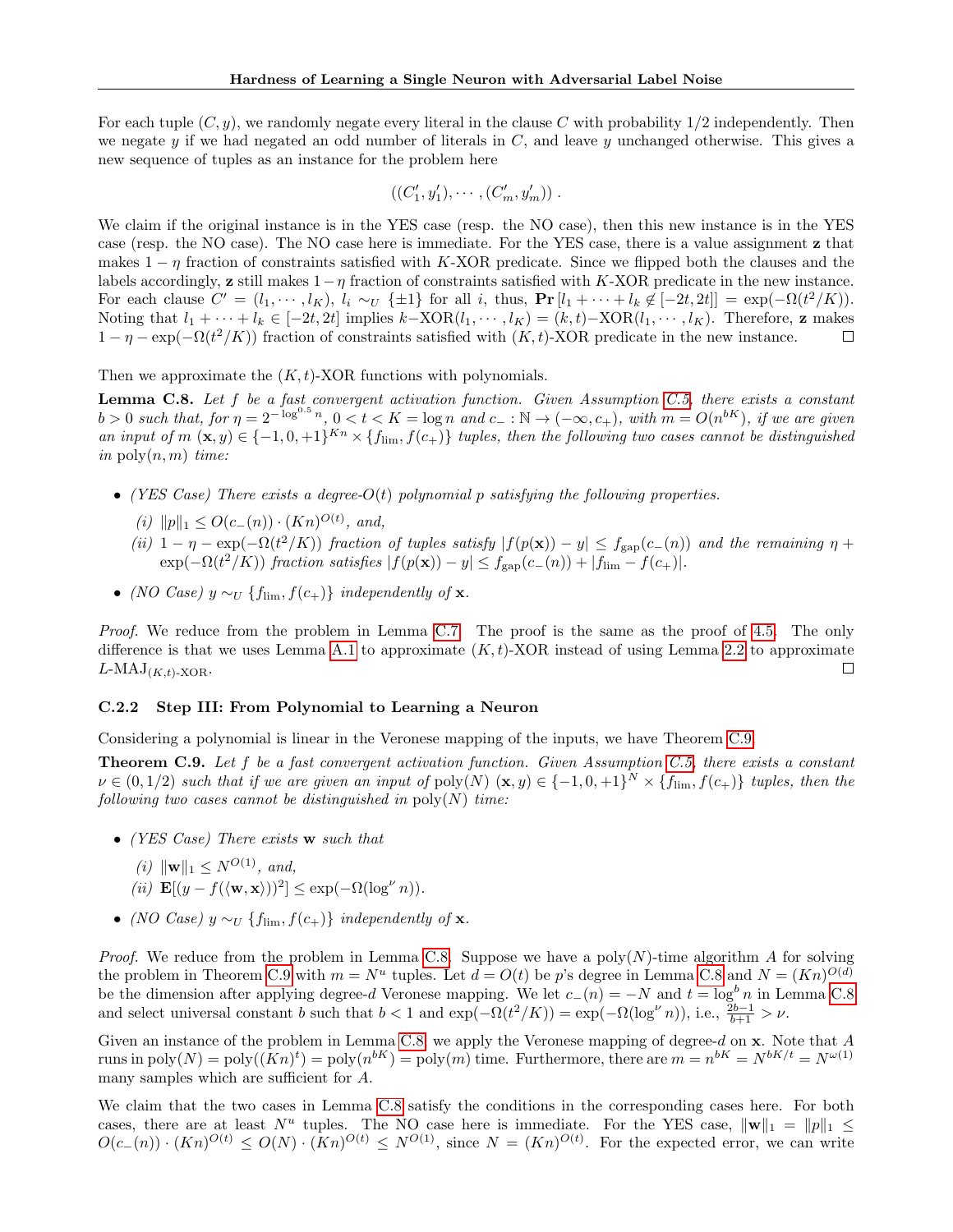For each tuple $(C, y)$, we randomly negate every literal in the clause $C$ with probability $1/2$ independently. Then we negate $y$ if we had negated an odd number of literals in $C$, and leave $y$ unchanged otherwise. This gives a new sequence of tuples as an instance for the problem here

$$((C_1', y_1'), \cdots, (C_m', y_m')) .$$

We claim if the original instance is in the YES case (resp. the NO case), then this new instance is in the YES case (resp. the NO case). The NO case here is immediate. For the YES case, there is a value assignment $\mathbf{z}$ that makes $1-\eta$ fraction of constraints satisfied with $K$-XOR predicate. Since we flipped both the clauses and the labels accordingly, $\mathbf{z}$ still makes $1-\eta$ fraction of constraints satisfied with $K$-XOR predicate in the new instance. For each clause $C' = (l_1, \cdots, l_K)$, $l_i \sim_U \{\pm 1\}$ for all $i$, thus, $\mathbf{Pr}[l_1 + \cdots + l_k \notin [-2t, 2t]] = \exp(-\Omega(t^2/K))$. Noting that $l_1 + \cdots + l_k \in [-2t, 2t]$ implies $k\text{−XOR}(l_1, \cdots, l_K) = (k,t)\text{−XOR}(l_1, \cdots, l_K)$. Therefore, $\mathbf{z}$ makes $1 - \eta - \exp(-\Omega(t^2/K))$ fraction of constraints satisfied with $(K,t)$-XOR predicate in the new instance. □

Then we approximate the $(K,t)$-XOR functions with polynomials.

**Lemma C.8.** *Let $f$ be a fast convergent activation function. Given Assumption C.5, there exists a constant $b > 0$ such that, for $\eta = 2^{-\log^{0.5} n}$, $0 < t < K = \log n$ and $c_- : \mathbb{N} \to (-\infty, c_+)$, with $m = O(n^{bK})$, if we are given an input of $m$ $(\mathbf{x}, y) \in \{-1, 0, +1\}^{Kn} \times \{f_{\lim}, f(c_+)\}$ tuples, then the following two cases cannot be distinguished in $\mathrm{poly}(n, m)$ time:*

- *(YES Case) There exists a degree-$O(t)$ polynomial $p$ satisfying the following properties.*
  - *(i) $\|p\|_1 \le O(c_-(n)) \cdot (Kn)^{O(t)}$, and,*
  - *(ii) $1 - \eta - \exp(-\Omega(t^2/K))$ fraction of tuples satisfy $|f(p(\mathbf{x})) - y| \le f_{\mathrm{gap}}(c_-(n))$ and the remaining $\eta + \exp(-\Omega(t^2/K))$ fraction satisfies $|f(p(\mathbf{x})) - y| \le f_{\mathrm{gap}}(c_-(n)) + |f_{\lim} - f(c_+)|$.*
- *(NO Case) $y \sim_U \{f_{\lim}, f(c_+)\}$ independently of $\mathbf{x}$.*

*Proof.* We reduce from the problem in Lemma C.7. The proof is the same as the proof of 4.5. The only difference is that we uses Lemma A.1 to approximate $(K,t)$-XOR instead of using Lemma 2.2 to approximate $L\text{-MAJ}_{(K,t)\text{-XOR}}$. □

### C.2.2 Step III: From Polynomial to Learning a Neuron

Considering a polynomial is linear in the Veronese mapping of the inputs, we have Theorem C.9.

**Theorem C.9.** *Let $f$ be a fast convergent activation function. Given Assumption C.5, there exists a constant $\nu \in (0, 1/2)$ such that if we are given an input of $\mathrm{poly}(N)$ $(\mathbf{x}, y) \in \{-1, 0, +1\}^N \times \{f_{\lim}, f(c_+)\}$ tuples, then the following two cases cannot be distinguished in $\mathrm{poly}(N)$ time:*

- *(YES Case) There exists $\mathbf{w}$ such that*
  - *(i) $\|\mathbf{w}\|_1 \le N^{O(1)}$, and,*
  - *(ii) $\mathbf{E}[(y - f(\langle \mathbf{w}, \mathbf{x} \rangle))^2] \le \exp(-\Omega(\log^\nu n))$.*
- *(NO Case) $y \sim_U \{f_{\lim}, f(c_+)\}$ independently of $\mathbf{x}$.*

*Proof.* We reduce from the problem in Lemma C.8. Suppose we have a $\mathrm{poly}(N)$-time algorithm $A$ for solving the problem in Theorem C.9 with $m = N^u$ tuples. Let $d = O(t)$ be $p$'s degree in Lemma C.8 and $N = (Kn)^{O(d)}$ be the dimension after applying degree-$d$ Veronese mapping. We let $c_-(n) = -N$ and $t = \log^b n$ in Lemma C.8 and select universal constant $b$ such that $b < 1$ and $\exp(-\Omega(t^2/K)) = \exp(-\Omega(\log^\nu n))$, i.e., $\frac{2b-1}{b+1} > \nu$.

Given an instance of the problem in Lemma C.8, we apply the Veronese mapping of degree-$d$ on $\mathbf{x}$. Note that $A$ runs in $\mathrm{poly}(N) = \mathrm{poly}((Kn)^t) = \mathrm{poly}(n^{bK}) = \mathrm{poly}(m)$ time. Furthermore, there are $m = n^{bK} = N^{bK/t} = N^{\omega(1)}$ many samples which are sufficient for $A$.

We claim that the two cases in Lemma C.8 satisfy the conditions in the corresponding cases here. For both cases, there are at least $N^u$ tuples. The NO case here is immediate. For the YES case, $\|\mathbf{w}\|_1 = \|p\|_1 \le O(c_-(n)) \cdot (Kn)^{O(t)} \le O(N) \cdot (Kn)^{O(t)} \le N^{O(1)}$, since $N = (Kn)^{O(t)}$. For the expected error, we can write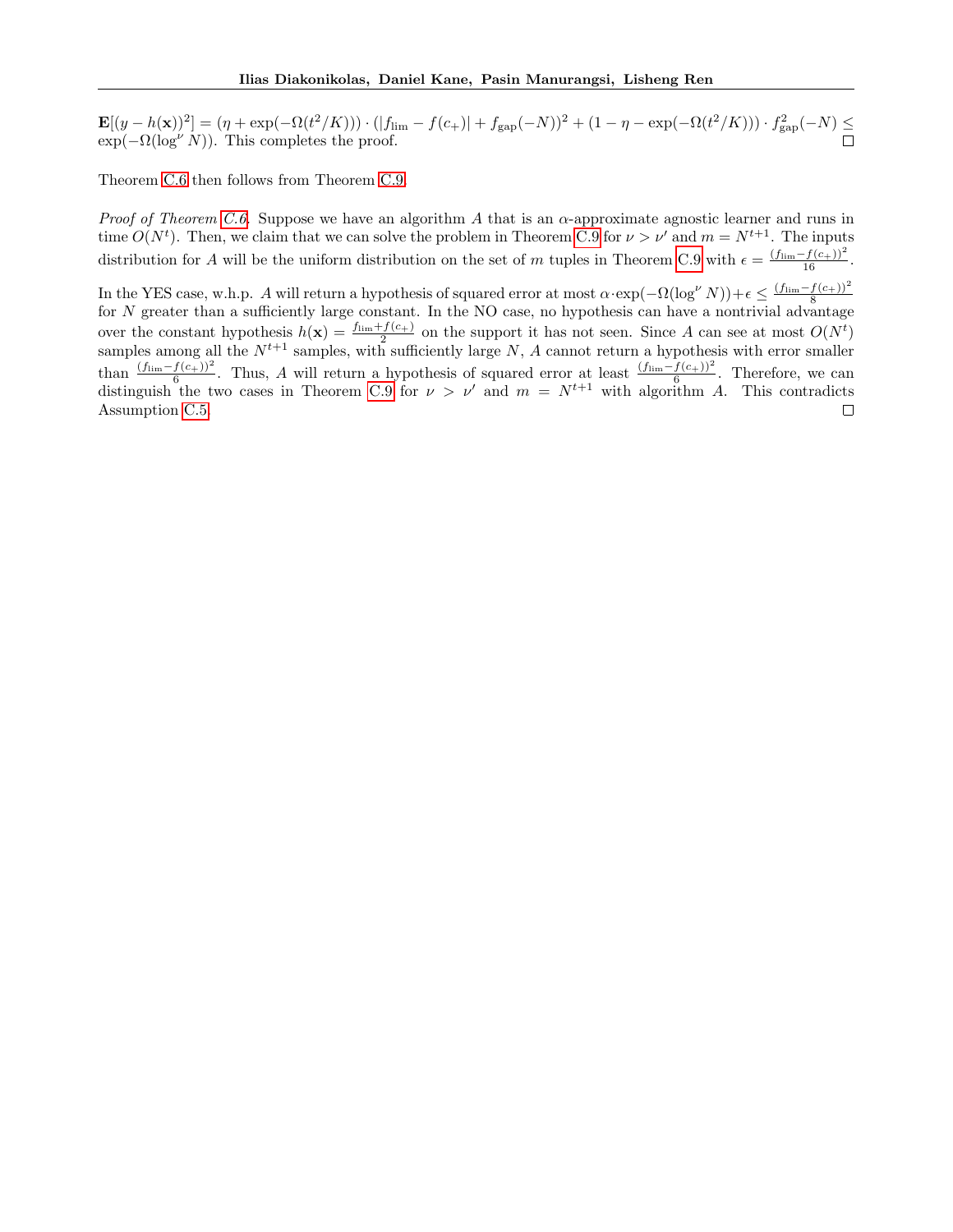$\mathbf{E}[(y - h(\mathbf{x}))^2] = (\eta + \exp(-\Omega(t^2/K))) \cdot (|f_{\mathrm{lim}} - f(c_+)| + f_{\mathrm{gap}}(-N))^2 + (1 - \eta - \exp(-\Omega(t^2/K))) \cdot f_{\mathrm{gap}}^2(-N) \le \exp(-\Omega(\log^\nu N))$. This completes the proof. ☐

Theorem C.6 then follows from Theorem C.9.

*Proof of Theorem C.6.* Suppose we have an algorithm $A$ that is an $\alpha$-approximate agnostic learner and runs in time $O(N^t)$. Then, we claim that we can solve the problem in Theorem C.9 for $\nu > \nu'$ and $m = N^{t+1}$. The inputs distribution for $A$ will be the uniform distribution on the set of $m$ tuples in Theorem C.9 with $\epsilon = \frac{(f_{\mathrm{lim}} - f(c_+))^2}{16}$.

In the YES case, w.h.p. $A$ will return a hypothesis of squared error at most $\alpha \cdot \exp(-\Omega(\log^\nu N)) + \epsilon \le \frac{(f_{\mathrm{lim}} - f(c_+))^2}{8}$ for $N$ greater than a sufficiently large constant. In the NO case, no hypothesis can have a nontrivial advantage over the constant hypothesis $h(\mathbf{x}) = \frac{f_{\mathrm{lim}} + f(c_+)}{2}$ on the support it has not seen. Since $A$ can see at most $O(N^t)$ samples among all the $N^{t+1}$ samples, with sufficiently large $N$, $A$ cannot return a hypothesis with error smaller than $\frac{(f_{\mathrm{lim}} - f(c_+))^2}{6}$. Thus, $A$ will return a hypothesis of squared error at least $\frac{(f_{\mathrm{lim}} - f(c_+))^2}{6}$. Therefore, we can distinguish the two cases in Theorem C.9 for $\nu > \nu'$ and $m = N^{t+1}$ with algorithm $A$. This contradicts Assumption C.5. ☐